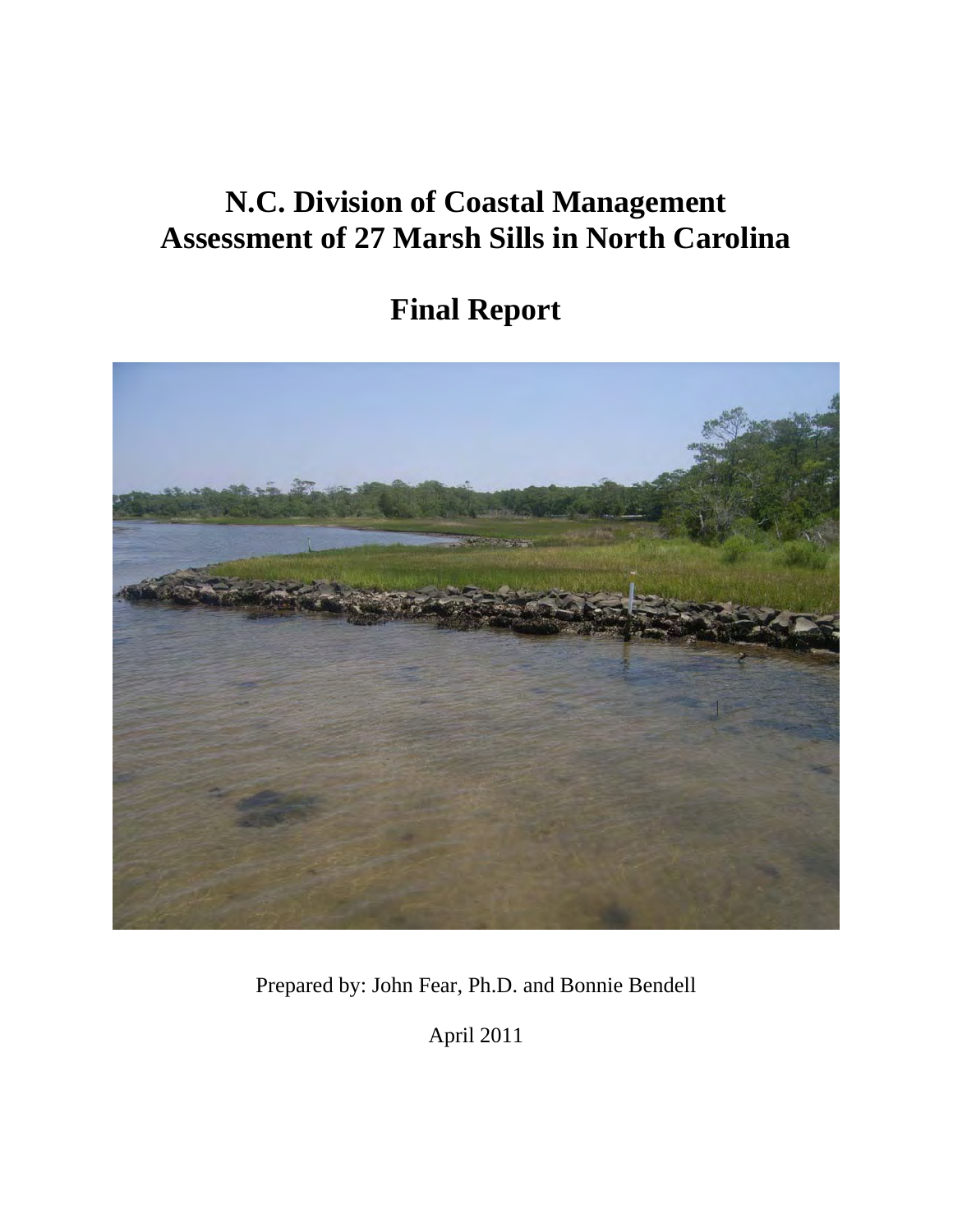# N.C. Division of Coastal Management Assessment of 27 Marsh Sills in North Carolina

# Final Report

Prepared by: John Fear, Ph.D. and Bonnie Bendell

April 2011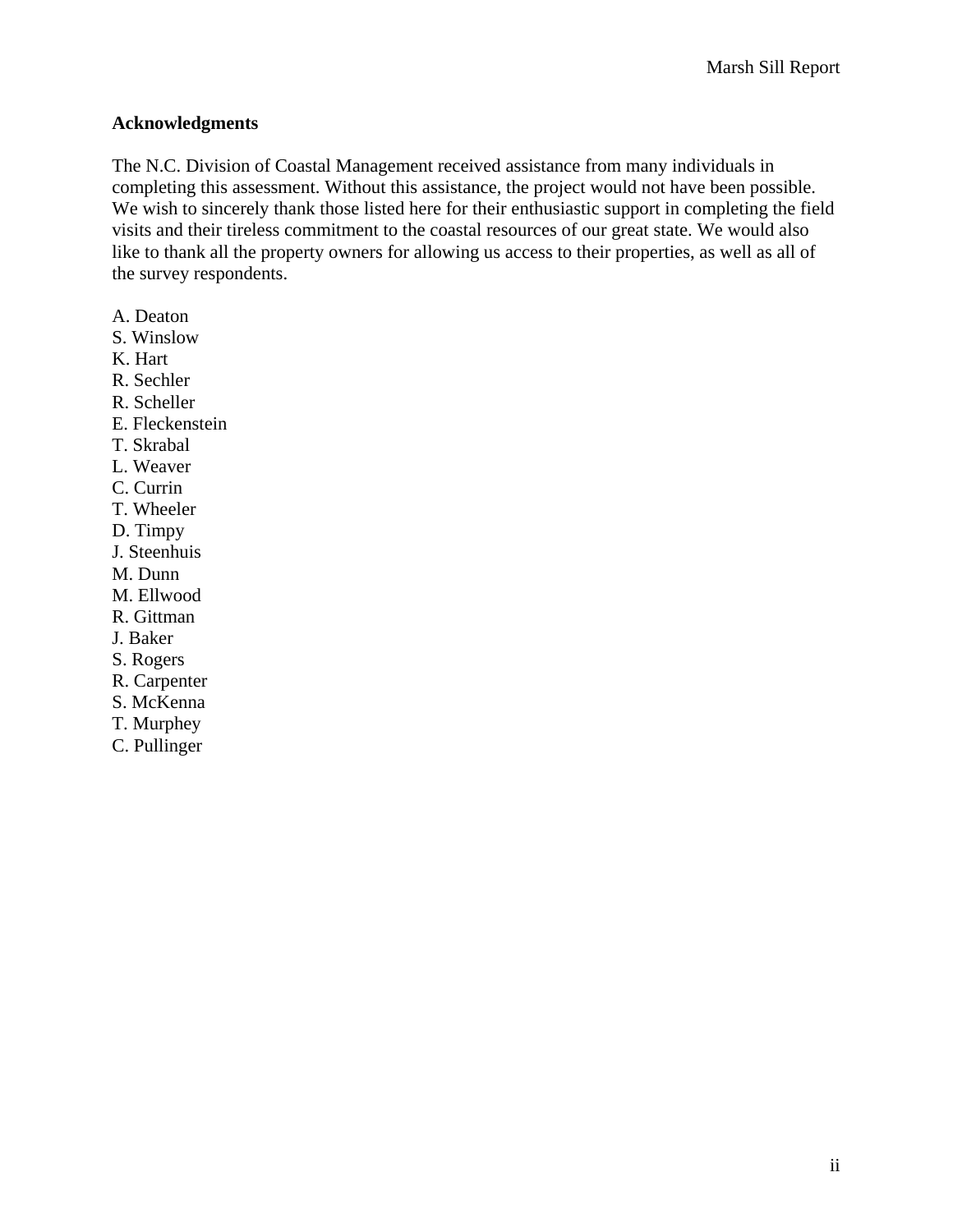## Acknowledgments

The N.C. Division of Coastal Management received assistance from many individuals in completing this assessment. Without this assistance, the project would not have been possible. We wish to sincerely thank those listed here for their enthusiastic support in completing the field visits and their tireless commitment to the coastal resources of our great state. We would also like to thank all the property owners for allowing us access to their properties, as well as all of the survey respondents.

A. Deaton
S. Winslow
K. Hart
R. Sechler
R. Scheller
E. Fleckenstein
T. Skrabal
L. Weaver
C. Currin
T. Wheeler
D. Timpy
J. Steenhuis
M. Dunn
M. Ellwood
R. Gittman
J. Baker
S. Rogers
R. Carpenter
S. McKenna
T. Murphey
C. Pullinger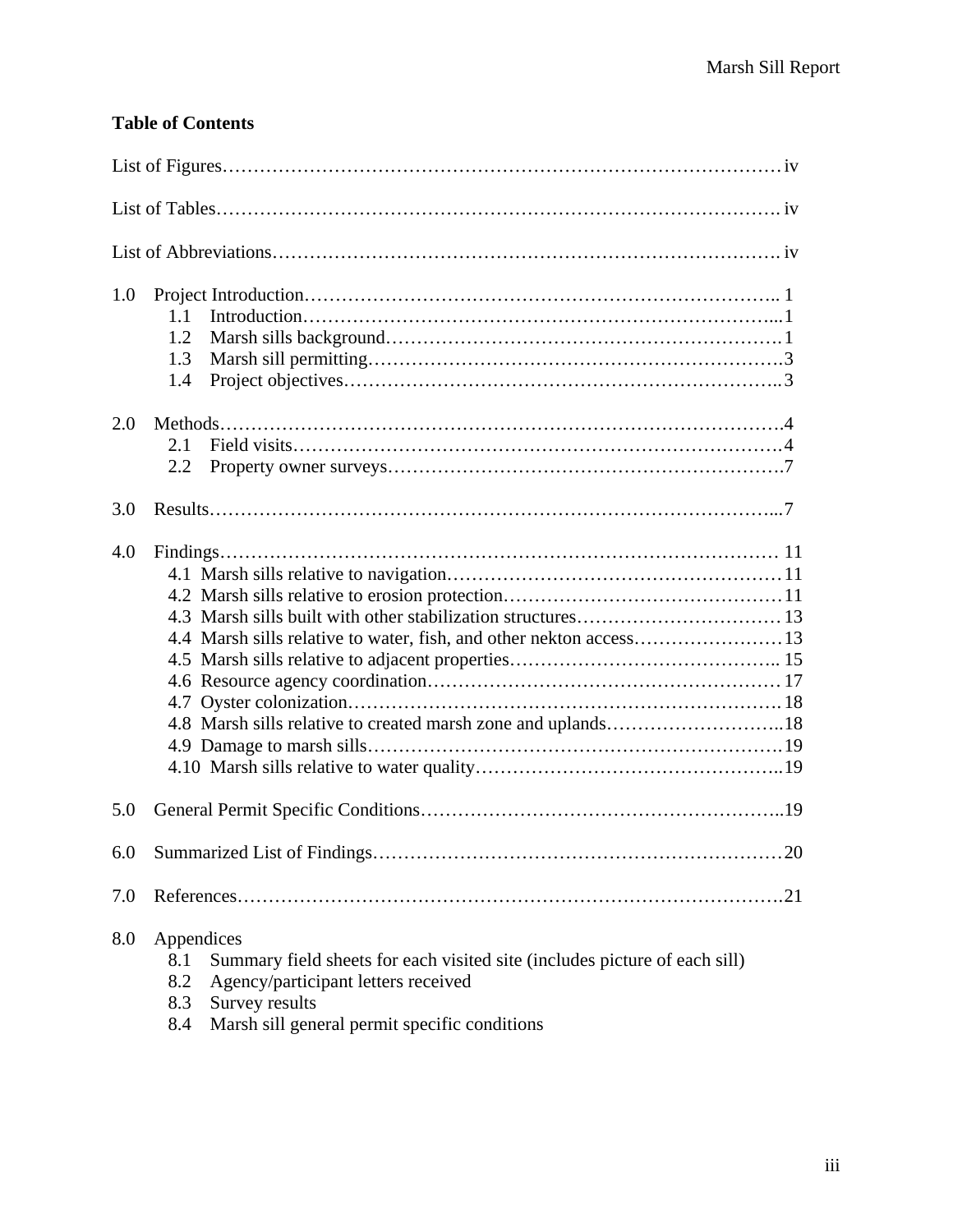## Table of Contents

List of Figures…………………………………………………………………………… iv

List of Tables……………………………………………………………………………. iv

List of Abbreviations……………………………………………………………………. iv

1.0 Project Introduction………………………………………………………………….. 1
- 1.1 Introduction……………………………………………………………………...1
- 1.2 Marsh sills background…………………………………………………………1
- 1.3 Marsh sill permitting……………………………………………………………3
- 1.4 Project objectives……………………………………………………………….. 3

2.0 Methods……………………………………………………………………………….4
- 2.1 Field visits………………………………………………………………………4
- 2.2 Property owner surveys………………………………………………………….7

3.0 Results…………………………………………………………………………………...7

4.0 Findings……………………………………………………………………………… 11
- 4.1 Marsh sills relative to navigation……………………………………………… 11
- 4.2 Marsh sills relative to erosion protection……………………………………… 11
- 4.3 Marsh sills built with other stabilization structures…………………………… 13
- 4.4 Marsh sills relative to water, fish, and other nekton access…………………… 13
- 4.5 Marsh sills relative to adjacent properties…………………………………….. 15
- 4.6 Resource agency coordination………………………………………………… 17
- 4.7 Oyster colonization…………………………………………………………… 18
- 4.8 Marsh sills relative to created marsh zone and uplands………………………..18
- 4.9 Damage to marsh sills………………………………………………………… 19
- 4.10 Marsh sills relative to water quality…………………………………………..19

5.0 General Permit Specific Conditions…………………………………………………..19

6.0 Summarized List of Findings………………………………………………………… 20

7.0 References…………………………………………………………………………….21

8.0 Appendices
- 8.1 Summary field sheets for each visited site (includes picture of each sill)
- 8.2 Agency/participant letters received
- 8.3 Survey results
- 8.4 Marsh sill general permit specific conditions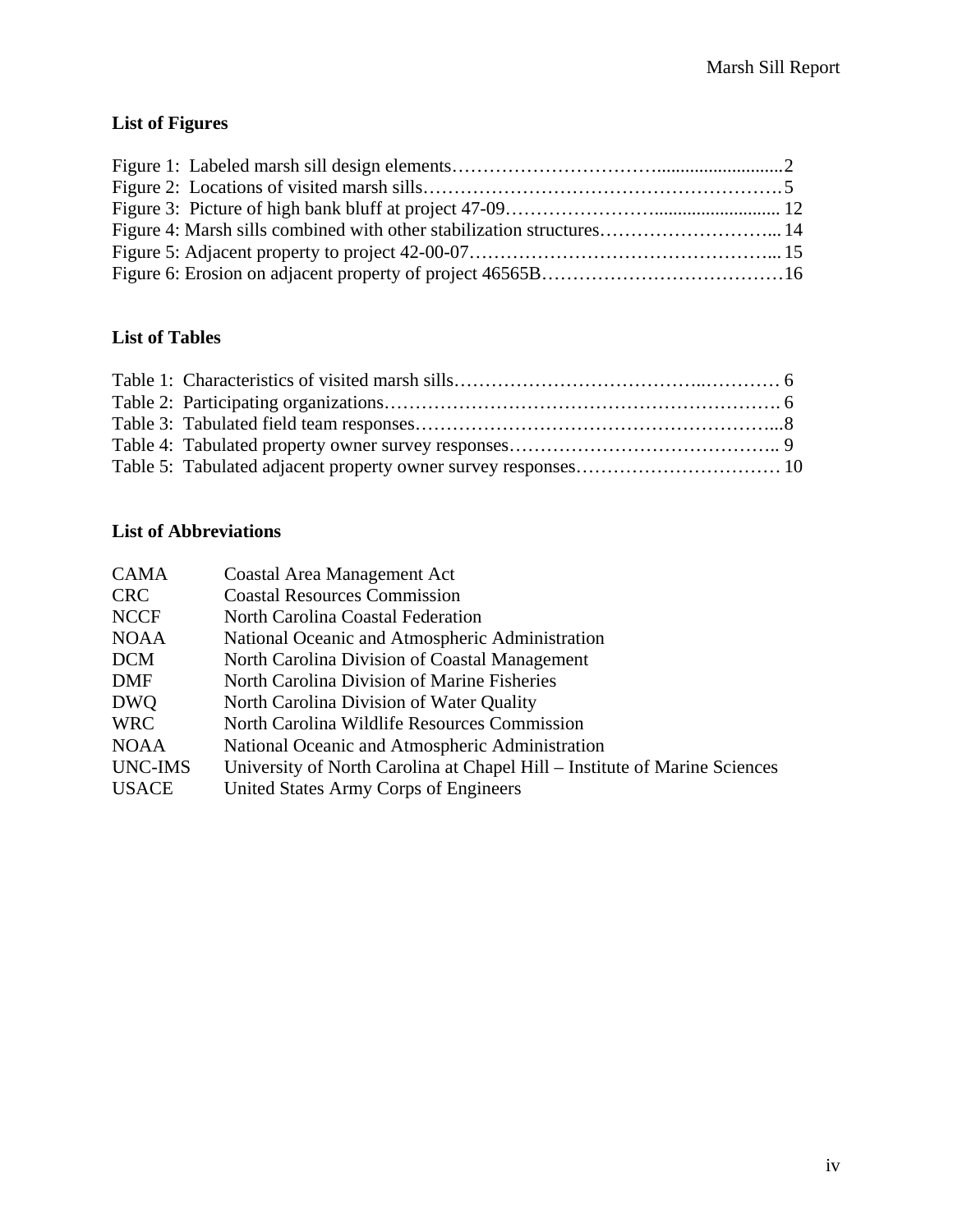### List of Figures

Figure 1: Labeled marsh sill design elements……………………………...........................2
Figure 2: Locations of visited marsh sills…………………………………………………5
Figure 3: Picture of high bank bluff at project 47-09…………………….......................... 12
Figure 4: Marsh sills combined with other stabilization structures………………………... 14
Figure 5: Adjacent property to project 42-00-07…………………………………………... 15
Figure 6: Erosion on adjacent property of project 46565B…………………………………16

### List of Tables

Table 1: Characteristics of visited marsh sills………………………………..………… 6
Table 2: Participating organizations……………………………………………………. 6
Table 3: Tabulated field team responses…………………………………………………...8
Table 4: Tabulated property owner survey responses…………………………………….. 9
Table 5: Tabulated adjacent property owner survey responses…………………………… 10

### List of Abbreviations

| | |
|---|---|
| CAMA | Coastal Area Management Act |
| CRC | Coastal Resources Commission |
| NCCF | North Carolina Coastal Federation |
| NOAA | National Oceanic and Atmospheric Administration |
| DCM | North Carolina Division of Coastal Management |
| DMF | North Carolina Division of Marine Fisheries |
| DWQ | North Carolina Division of Water Quality |
| WRC | North Carolina Wildlife Resources Commission |
| NOAA | National Oceanic and Atmospheric Administration |
| UNC-IMS | University of North Carolina at Chapel Hill – Institute of Marine Sciences |
| USACE | United States Army Corps of Engineers |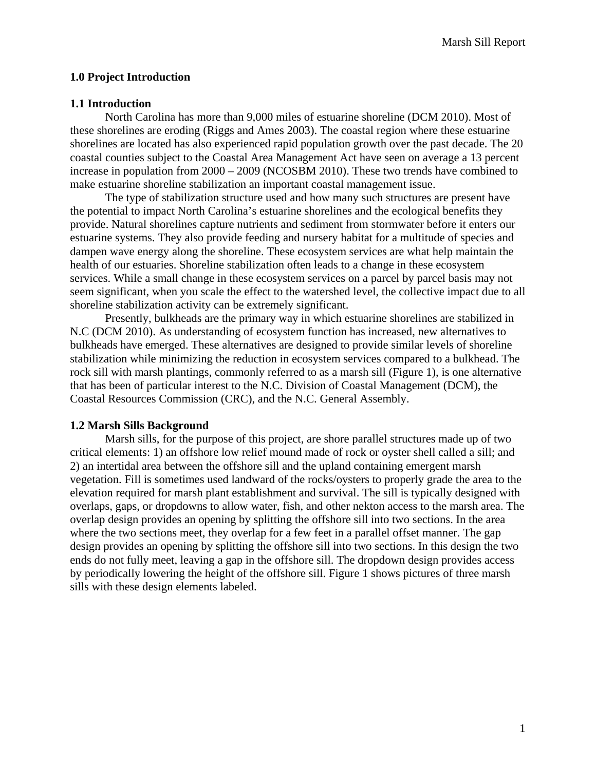## 1.0 Project Introduction

### 1.1 Introduction

North Carolina has more than 9,000 miles of estuarine shoreline (DCM 2010). Most of these shorelines are eroding (Riggs and Ames 2003). The coastal region where these estuarine shorelines are located has also experienced rapid population growth over the past decade. The 20 coastal counties subject to the Coastal Area Management Act have seen on average a 13 percent increase in population from 2000 – 2009 (NCOSBM 2010). These two trends have combined to make estuarine shoreline stabilization an important coastal management issue.

The type of stabilization structure used and how many such structures are present have the potential to impact North Carolina's estuarine shorelines and the ecological benefits they provide. Natural shorelines capture nutrients and sediment from stormwater before it enters our estuarine systems. They also provide feeding and nursery habitat for a multitude of species and dampen wave energy along the shoreline. These ecosystem services are what help maintain the health of our estuaries. Shoreline stabilization often leads to a change in these ecosystem services. While a small change in these ecosystem services on a parcel by parcel basis may not seem significant, when you scale the effect to the watershed level, the collective impact due to all shoreline stabilization activity can be extremely significant.

Presently, bulkheads are the primary way in which estuarine shorelines are stabilized in N.C (DCM 2010). As understanding of ecosystem function has increased, new alternatives to bulkheads have emerged. These alternatives are designed to provide similar levels of shoreline stabilization while minimizing the reduction in ecosystem services compared to a bulkhead. The rock sill with marsh plantings, commonly referred to as a marsh sill (Figure 1), is one alternative that has been of particular interest to the N.C. Division of Coastal Management (DCM), the Coastal Resources Commission (CRC), and the N.C. General Assembly.

### 1.2 Marsh Sills Background

Marsh sills, for the purpose of this project, are shore parallel structures made up of two critical elements: 1) an offshore low relief mound made of rock or oyster shell called a sill; and 2) an intertidal area between the offshore sill and the upland containing emergent marsh vegetation. Fill is sometimes used landward of the rocks/oysters to properly grade the area to the elevation required for marsh plant establishment and survival. The sill is typically designed with overlaps, gaps, or dropdowns to allow water, fish, and other nekton access to the marsh area. The overlap design provides an opening by splitting the offshore sill into two sections. In the area where the two sections meet, they overlap for a few feet in a parallel offset manner. The gap design provides an opening by splitting the offshore sill into two sections. In this design the two ends do not fully meet, leaving a gap in the offshore sill. The dropdown design provides access by periodically lowering the height of the offshore sill. Figure 1 shows pictures of three marsh sills with these design elements labeled.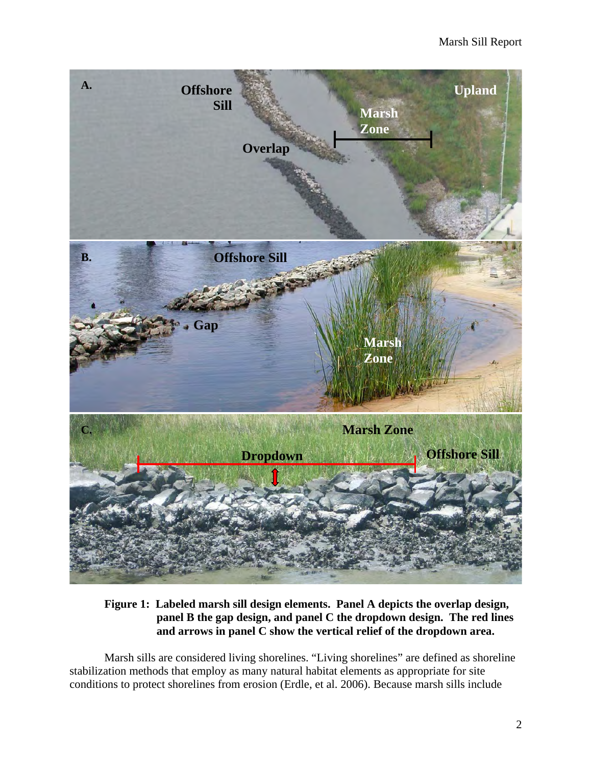**Figure 1: Labeled marsh sill design elements. Panel A depicts the overlap design, panel B the gap design, and panel C the dropdown design. The red lines and arrows in panel C show the vertical relief of the dropdown area.**

Marsh sills are considered living shorelines. "Living shorelines" are defined as shoreline stabilization methods that employ as many natural habitat elements as appropriate for site conditions to protect shorelines from erosion (Erdle, et al. 2006). Because marsh sills include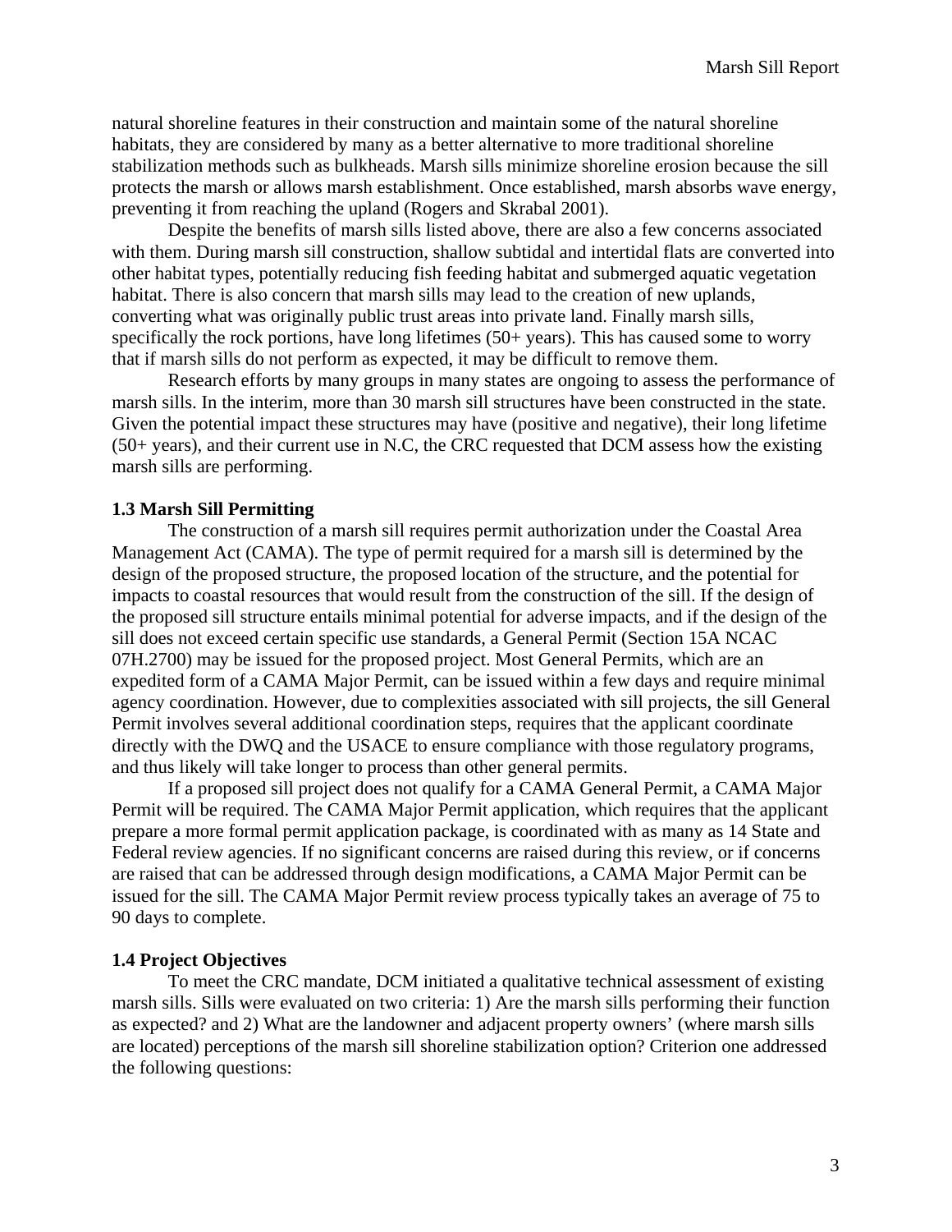natural shoreline features in their construction and maintain some of the natural shoreline habitats, they are considered by many as a better alternative to more traditional shoreline stabilization methods such as bulkheads. Marsh sills minimize shoreline erosion because the sill protects the marsh or allows marsh establishment. Once established, marsh absorbs wave energy, preventing it from reaching the upland (Rogers and Skrabal 2001).

Despite the benefits of marsh sills listed above, there are also a few concerns associated with them. During marsh sill construction, shallow subtidal and intertidal flats are converted into other habitat types, potentially reducing fish feeding habitat and submerged aquatic vegetation habitat. There is also concern that marsh sills may lead to the creation of new uplands, converting what was originally public trust areas into private land. Finally marsh sills, specifically the rock portions, have long lifetimes (50+ years). This has caused some to worry that if marsh sills do not perform as expected, it may be difficult to remove them.

Research efforts by many groups in many states are ongoing to assess the performance of marsh sills. In the interim, more than 30 marsh sill structures have been constructed in the state. Given the potential impact these structures may have (positive and negative), their long lifetime (50+ years), and their current use in N.C, the CRC requested that DCM assess how the existing marsh sills are performing.

### 1.3 Marsh Sill Permitting

The construction of a marsh sill requires permit authorization under the Coastal Area Management Act (CAMA). The type of permit required for a marsh sill is determined by the design of the proposed structure, the proposed location of the structure, and the potential for impacts to coastal resources that would result from the construction of the sill. If the design of the proposed sill structure entails minimal potential for adverse impacts, and if the design of the sill does not exceed certain specific use standards, a General Permit (Section 15A NCAC 07H.2700) may be issued for the proposed project. Most General Permits, which are an expedited form of a CAMA Major Permit, can be issued within a few days and require minimal agency coordination. However, due to complexities associated with sill projects, the sill General Permit involves several additional coordination steps, requires that the applicant coordinate directly with the DWQ and the USACE to ensure compliance with those regulatory programs, and thus likely will take longer to process than other general permits.

If a proposed sill project does not qualify for a CAMA General Permit, a CAMA Major Permit will be required. The CAMA Major Permit application, which requires that the applicant prepare a more formal permit application package, is coordinated with as many as 14 State and Federal review agencies. If no significant concerns are raised during this review, or if concerns are raised that can be addressed through design modifications, a CAMA Major Permit can be issued for the sill. The CAMA Major Permit review process typically takes an average of 75 to 90 days to complete.

### 1.4 Project Objectives

To meet the CRC mandate, DCM initiated a qualitative technical assessment of existing marsh sills. Sills were evaluated on two criteria: 1) Are the marsh sills performing their function as expected? and 2) What are the landowner and adjacent property owners' (where marsh sills are located) perceptions of the marsh sill shoreline stabilization option? Criterion one addressed the following questions: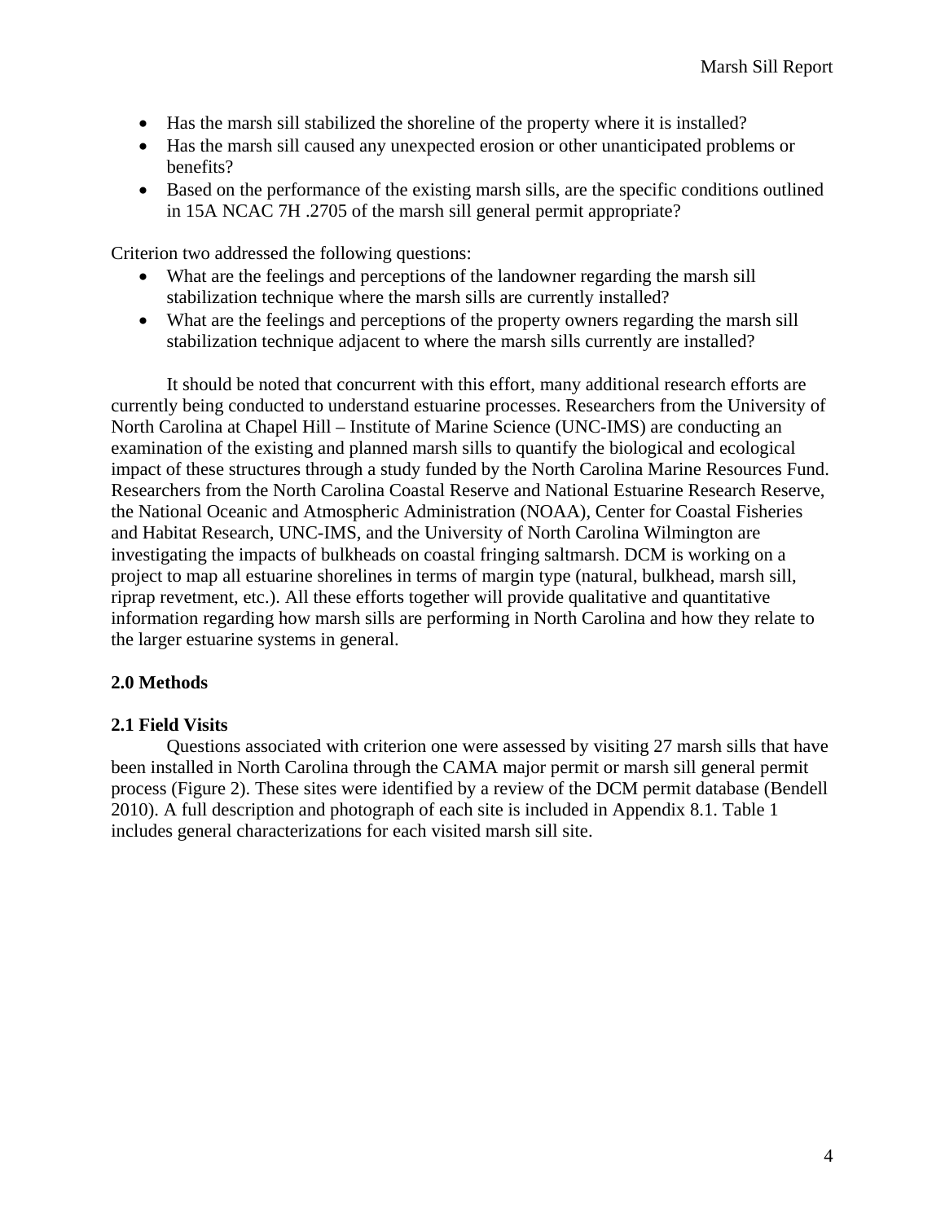- Has the marsh sill stabilized the shoreline of the property where it is installed?
- Has the marsh sill caused any unexpected erosion or other unanticipated problems or benefits?
- Based on the performance of the existing marsh sills, are the specific conditions outlined in 15A NCAC 7H .2705 of the marsh sill general permit appropriate?

Criterion two addressed the following questions:

- What are the feelings and perceptions of the landowner regarding the marsh sill stabilization technique where the marsh sills are currently installed?
- What are the feelings and perceptions of the property owners regarding the marsh sill stabilization technique adjacent to where the marsh sills currently are installed?

It should be noted that concurrent with this effort, many additional research efforts are currently being conducted to understand estuarine processes. Researchers from the University of North Carolina at Chapel Hill – Institute of Marine Science (UNC-IMS) are conducting an examination of the existing and planned marsh sills to quantify the biological and ecological impact of these structures through a study funded by the North Carolina Marine Resources Fund. Researchers from the North Carolina Coastal Reserve and National Estuarine Research Reserve, the National Oceanic and Atmospheric Administration (NOAA), Center for Coastal Fisheries and Habitat Research, UNC-IMS, and the University of North Carolina Wilmington are investigating the impacts of bulkheads on coastal fringing saltmarsh. DCM is working on a project to map all estuarine shorelines in terms of margin type (natural, bulkhead, marsh sill, riprap revetment, etc.). All these efforts together will provide qualitative and quantitative information regarding how marsh sills are performing in North Carolina and how they relate to the larger estuarine systems in general.

## 2.0 Methods

### 2.1 Field Visits

Questions associated with criterion one were assessed by visiting 27 marsh sills that have been installed in North Carolina through the CAMA major permit or marsh sill general permit process (Figure 2). These sites were identified by a review of the DCM permit database (Bendell 2010). A full description and photograph of each site is included in Appendix 8.1. Table 1 includes general characterizations for each visited marsh sill site.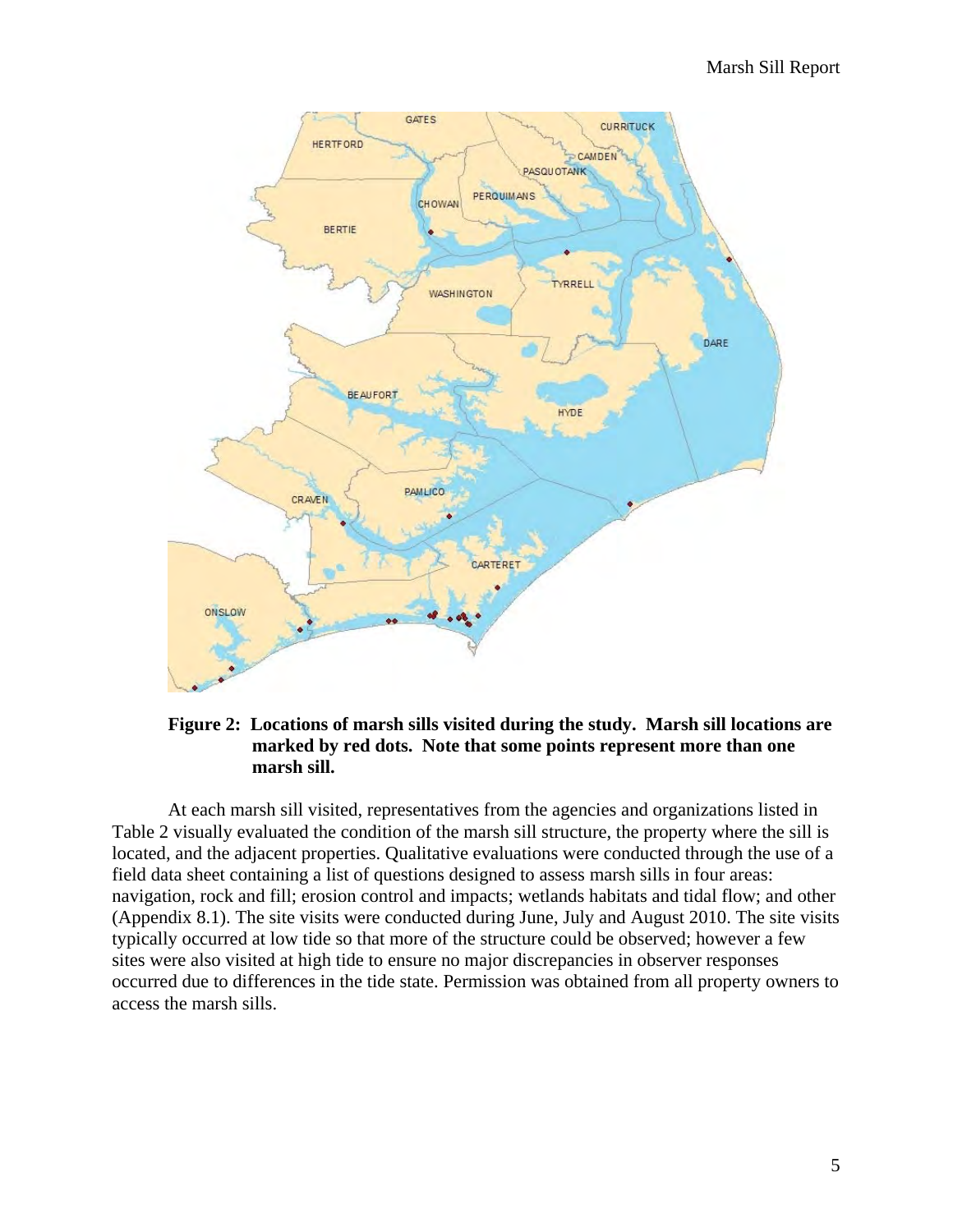**Figure 2: Locations of marsh sills visited during the study. Marsh sill locations are marked by red dots. Note that some points represent more than one marsh sill.**

At each marsh sill visited, representatives from the agencies and organizations listed in Table 2 visually evaluated the condition of the marsh sill structure, the property where the sill is located, and the adjacent properties. Qualitative evaluations were conducted through the use of a field data sheet containing a list of questions designed to assess marsh sills in four areas: navigation, rock and fill; erosion control and impacts; wetlands habitats and tidal flow; and other (Appendix 8.1). The site visits were conducted during June, July and August 2010. The site visits typically occurred at low tide so that more of the structure could be observed; however a few sites were also visited at high tide to ensure no major discrepancies in observer responses occurred due to differences in the tide state. Permission was obtained from all property owners to access the marsh sills.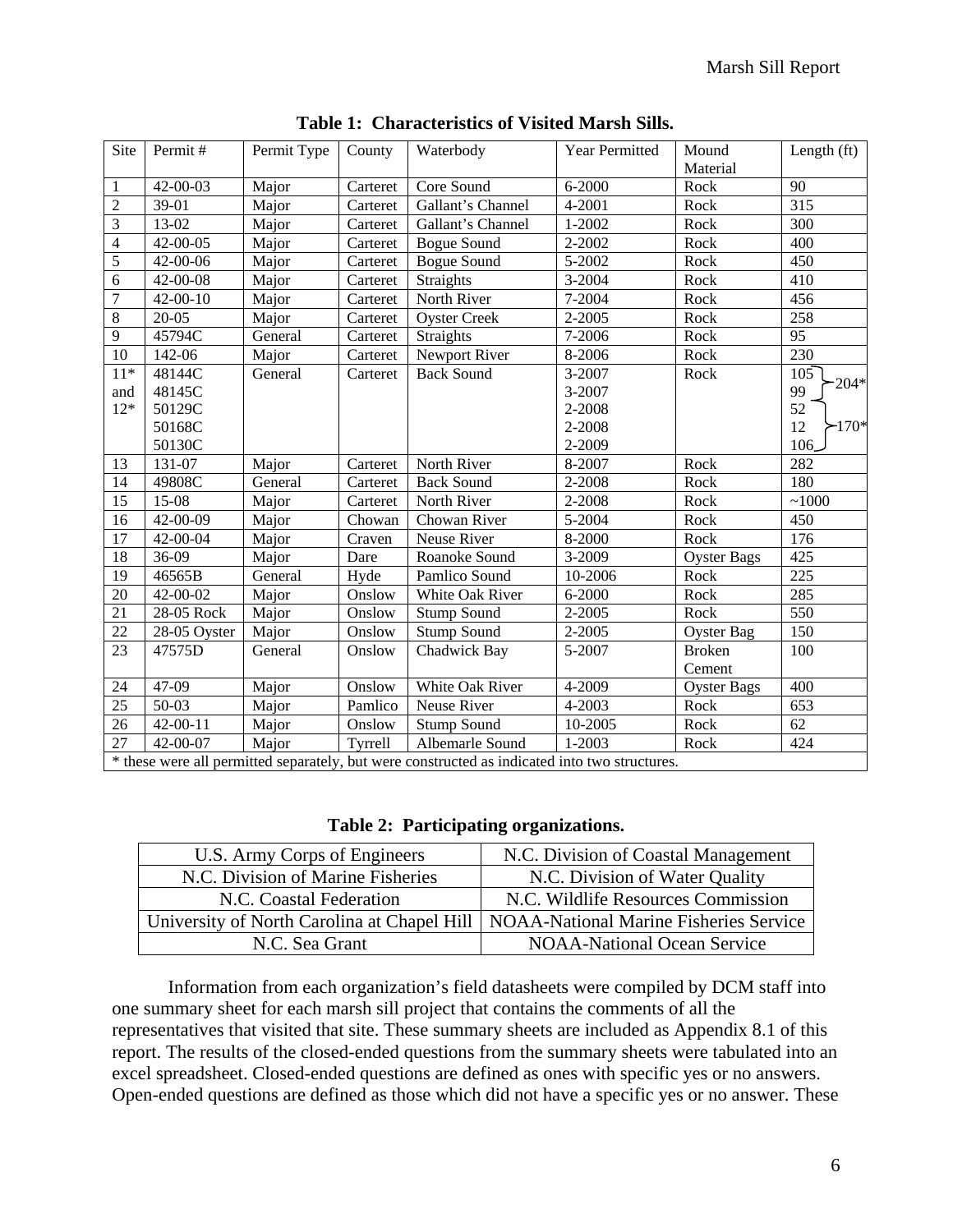**Table 1: Characteristics of Visited Marsh Sills.**

| Site | Permit # | Permit Type | County | Waterbody | Year Permitted | Mound Material | Length (ft) |
|---|---|---|---|---|---|---|---|
| 1 | 42-00-03 | Major | Carteret | Core Sound | 6-2000 | Rock | 90 |
| 2 | 39-01 | Major | Carteret | Gallant's Channel | 4-2001 | Rock | 315 |
| 3 | 13-02 | Major | Carteret | Gallant's Channel | 1-2002 | Rock | 300 |
| 4 | 42-00-05 | Major | Carteret | Bogue Sound | 2-2002 | Rock | 400 |
| 5 | 42-00-06 | Major | Carteret | Bogue Sound | 5-2002 | Rock | 450 |
| 6 | 42-00-08 | Major | Carteret | Straights | 3-2004 | Rock | 410 |
| 7 | 42-00-10 | Major | Carteret | North River | 7-2004 | Rock | 456 |
| 8 | 20-05 | Major | Carteret | Oyster Creek | 2-2005 | Rock | 258 |
| 9 | 45794C | General | Carteret | Straights | 7-2006 | Rock | 95 |
| 10 | 142-06 | Major | Carteret | Newport River | 8-2006 | Rock | 230 |
| 11* and 12* | 48144C<br>48145C<br>50129C<br>50168C<br>50130C | General | Carteret | Back Sound | 3-2007<br>3-2007<br>2-2008<br>2-2008<br>2-2009 | Rock | 105 } 204*<br>99<br>52<br>12 } 170*<br>106 |
| 13 | 131-07 | Major | Carteret | North River | 8-2007 | Rock | 282 |
| 14 | 49808C | General | Carteret | Back Sound | 2-2008 | Rock | 180 |
| 15 | 15-08 | Major | Carteret | North River | 2-2008 | Rock | ~1000 |
| 16 | 42-00-09 | Major | Chowan | Chowan River | 5-2004 | Rock | 450 |
| 17 | 42-00-04 | Major | Craven | Neuse River | 8-2000 | Rock | 176 |
| 18 | 36-09 | Major | Dare | Roanoke Sound | 3-2009 | Oyster Bags | 425 |
| 19 | 46565B | General | Hyde | Pamlico Sound | 10-2006 | Rock | 225 |
| 20 | 42-00-02 | Major | Onslow | White Oak River | 6-2000 | Rock | 285 |
| 21 | 28-05 Rock | Major | Onslow | Stump Sound | 2-2005 | Rock | 550 |
| 22 | 28-05 Oyster | Major | Onslow | Stump Sound | 2-2005 | Oyster Bag | 150 |
| 23 | 47575D | General | Onslow | Chadwick Bay | 5-2007 | Broken Cement | 100 |
| 24 | 47-09 | Major | Onslow | White Oak River | 4-2009 | Oyster Bags | 400 |
| 25 | 50-03 | Major | Pamlico | Neuse River | 4-2003 | Rock | 653 |
| 26 | 42-00-11 | Major | Onslow | Stump Sound | 10-2005 | Rock | 62 |
| 27 | 42-00-07 | Major | Tyrrell | Albemarle Sound | 1-2003 | Rock | 424 |

* these were all permitted separately, but were constructed as indicated into two structures.

**Table 2: Participating organizations.**

| | |
|---|---|
| U.S. Army Corps of Engineers | N.C. Division of Coastal Management |
| N.C. Division of Marine Fisheries | N.C. Division of Water Quality |
| N.C. Coastal Federation | N.C. Wildlife Resources Commission |
| University of North Carolina at Chapel Hill | NOAA-National Marine Fisheries Service |
| N.C. Sea Grant | NOAA-National Ocean Service |

Information from each organization's field datasheets were compiled by DCM staff into one summary sheet for each marsh sill project that contains the comments of all the representatives that visited that site. These summary sheets are included as Appendix 8.1 of this report. The results of the closed-ended questions from the summary sheets were tabulated into an excel spreadsheet. Closed-ended questions are defined as ones with specific yes or no answers. Open-ended questions are defined as those which did not have a specific yes or no answer. These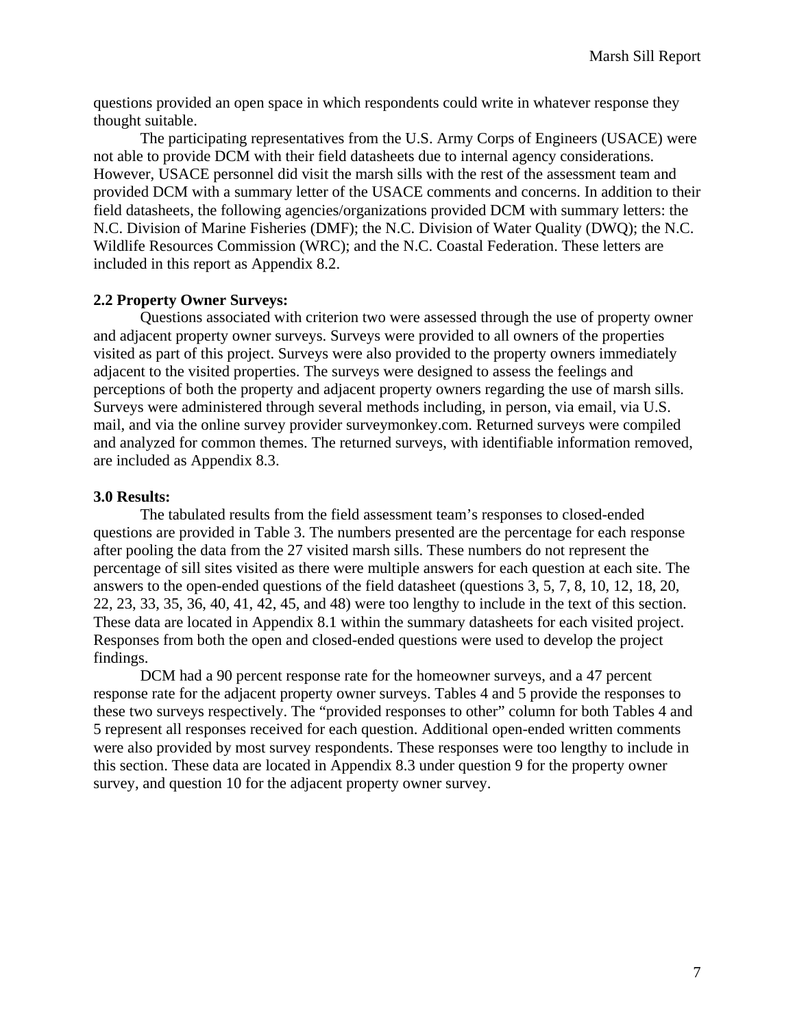questions provided an open space in which respondents could write in whatever response they thought suitable.

The participating representatives from the U.S. Army Corps of Engineers (USACE) were not able to provide DCM with their field datasheets due to internal agency considerations. However, USACE personnel did visit the marsh sills with the rest of the assessment team and provided DCM with a summary letter of the USACE comments and concerns. In addition to their field datasheets, the following agencies/organizations provided DCM with summary letters: the N.C. Division of Marine Fisheries (DMF); the N.C. Division of Water Quality (DWQ); the N.C. Wildlife Resources Commission (WRC); and the N.C. Coastal Federation. These letters are included in this report as Appendix 8.2.

**2.2 Property Owner Surveys:**

Questions associated with criterion two were assessed through the use of property owner and adjacent property owner surveys. Surveys were provided to all owners of the properties visited as part of this project. Surveys were also provided to the property owners immediately adjacent to the visited properties. The surveys were designed to assess the feelings and perceptions of both the property and adjacent property owners regarding the use of marsh sills. Surveys were administered through several methods including, in person, via email, via U.S. mail, and via the online survey provider surveymonkey.com. Returned surveys were compiled and analyzed for common themes. The returned surveys, with identifiable information removed, are included as Appendix 8.3.

**3.0 Results:**

The tabulated results from the field assessment team's responses to closed-ended questions are provided in Table 3. The numbers presented are the percentage for each response after pooling the data from the 27 visited marsh sills. These numbers do not represent the percentage of sill sites visited as there were multiple answers for each question at each site. The answers to the open-ended questions of the field datasheet (questions 3, 5, 7, 8, 10, 12, 18, 20, 22, 23, 33, 35, 36, 40, 41, 42, 45, and 48) were too lengthy to include in the text of this section. These data are located in Appendix 8.1 within the summary datasheets for each visited project. Responses from both the open and closed-ended questions were used to develop the project findings.

DCM had a 90 percent response rate for the homeowner surveys, and a 47 percent response rate for the adjacent property owner surveys. Tables 4 and 5 provide the responses to these two surveys respectively. The "provided responses to other" column for both Tables 4 and 5 represent all responses received for each question. Additional open-ended written comments were also provided by most survey respondents. These responses were too lengthy to include in this section. These data are located in Appendix 8.3 under question 9 for the property owner survey, and question 10 for the adjacent property owner survey.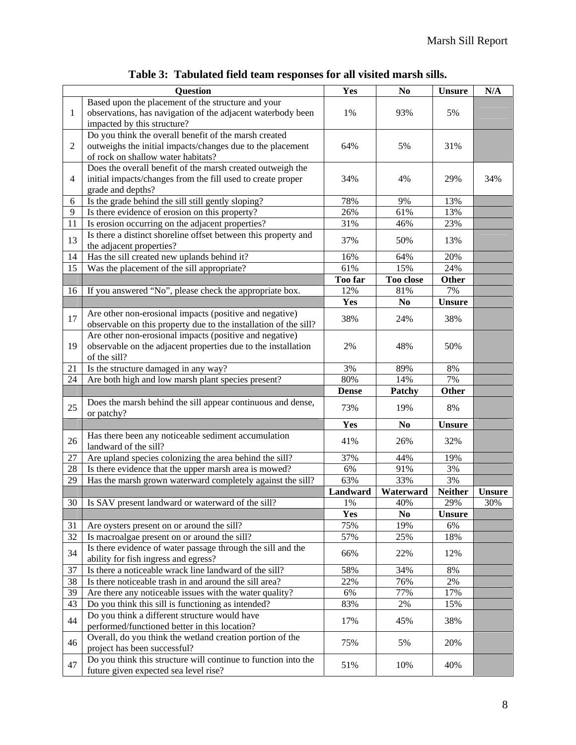**Table 3: Tabulated field team responses for all visited marsh sills.**

| | Question | Yes | No | Unsure | N/A |
|---|---|---|---|---|---|
| 1 | Based upon the placement of the structure and your observations, has navigation of the adjacent waterbody been impacted by this structure? | 1% | 93% | 5% | |
| 2 | Do you think the overall benefit of the marsh created outweighs the initial impacts/changes due to the placement of rock on shallow water habitats? | 64% | 5% | 31% | |
| 4 | Does the overall benefit of the marsh created outweigh the initial impacts/changes from the fill used to create proper grade and depths? | 34% | 4% | 29% | 34% |
| 6 | Is the grade behind the sill still gently sloping? | 78% | 9% | 13% | |
| 9 | Is there evidence of erosion on this property? | 26% | 61% | 13% | |
| 11 | Is erosion occurring on the adjacent properties? | 31% | 46% | 23% | |
| 13 | Is there a distinct shoreline offset between this property and the adjacent properties? | 37% | 50% | 13% | |
| 14 | Has the sill created new uplands behind it? | 16% | 64% | 20% | |
| 15 | Was the placement of the sill appropriate? | 61% | 15% | 24% | |
| | | **Too far** | **Too close** | **Other** | |
| 16 | If you answered "No", please check the appropriate box. | 12% | 81% | 7% | |
| | | **Yes** | **No** | **Unsure** | |
| 17 | Are other non-erosional impacts (positive and negative) observable on this property due to the installation of the sill? | 38% | 24% | 38% | |
| 19 | Are other non-erosional impacts (positive and negative) observable on the adjacent properties due to the installation of the sill? | 2% | 48% | 50% | |
| 21 | Is the structure damaged in any way? | 3% | 89% | 8% | |
| 24 | Are both high and low marsh plant species present? | 80% | 14% | 7% | |
| | | **Dense** | **Patchy** | **Other** | |
| 25 | Does the marsh behind the sill appear continuous and dense, or patchy? | 73% | 19% | 8% | |
| | | **Yes** | **No** | **Unsure** | |
| 26 | Has there been any noticeable sediment accumulation landward of the sill? | 41% | 26% | 32% | |
| 27 | Are upland species colonizing the area behind the sill? | 37% | 44% | 19% | |
| 28 | Is there evidence that the upper marsh area is mowed? | 6% | 91% | 3% | |
| 29 | Has the marsh grown waterward completely against the sill? | 63% | 33% | 3% | |
| | | **Landward** | **Waterward** | **Neither** | **Unsure** |
| 30 | Is SAV present landward or waterward of the sill? | 1% | 40% | 29% | 30% |
| | | **Yes** | **No** | **Unsure** | |
| 31 | Are oysters present on or around the sill? | 75% | 19% | 6% | |
| 32 | Is macroalgae present on or around the sill? | 57% | 25% | 18% | |
| 34 | Is there evidence of water passage through the sill and the ability for fish ingress and egress? | 66% | 22% | 12% | |
| 37 | Is there a noticeable wrack line landward of the sill? | 58% | 34% | 8% | |
| 38 | Is there noticeable trash in and around the sill area? | 22% | 76% | 2% | |
| 39 | Are there any noticeable issues with the water quality? | 6% | 77% | 17% | |
| 43 | Do you think this sill is functioning as intended? | 83% | 2% | 15% | |
| 44 | Do you think a different structure would have performed/functioned better in this location? | 17% | 45% | 38% | |
| 46 | Overall, do you think the wetland creation portion of the project has been successful? | 75% | 5% | 20% | |
| 47 | Do you think this structure will continue to function into the future given expected sea level rise? | 51% | 10% | 40% | |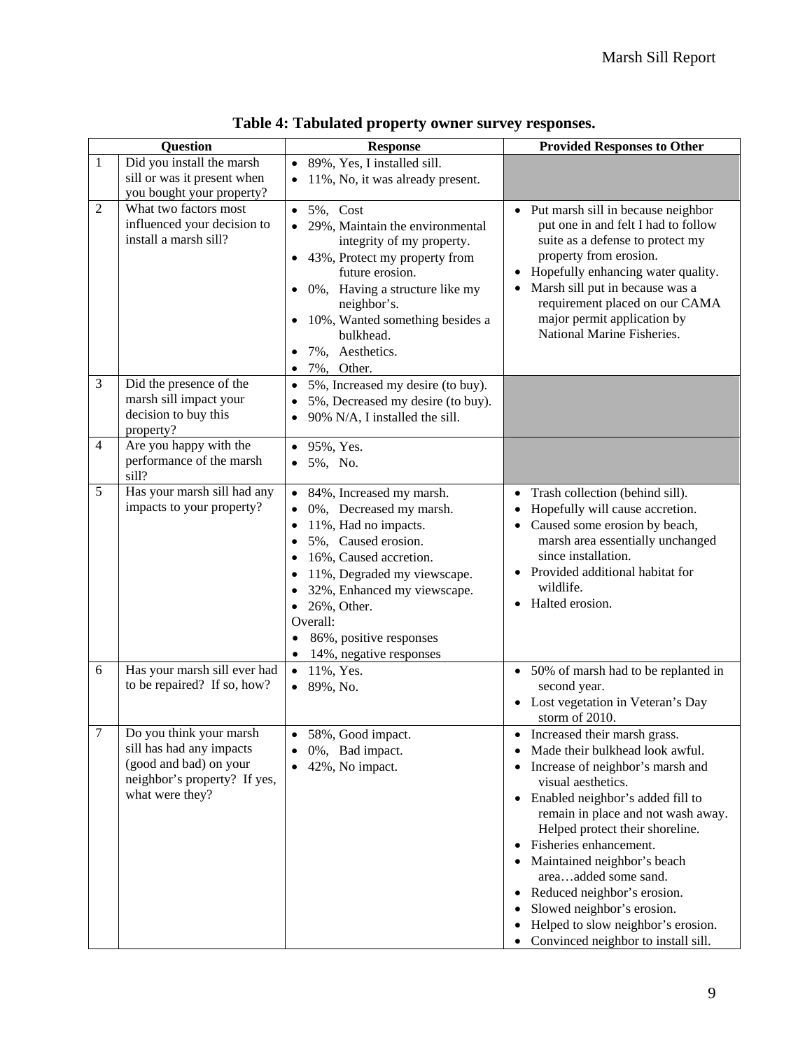**Table 4: Tabulated property owner survey responses.**

| | Question | Response | Provided Responses to Other |
|---|---|---|---|
| 1 | Did you install the marsh sill or was it present when you bought your property? | • 89%, Yes, I installed sill.<br>• 11%, No, it was already present. | |
| 2 | What two factors most influenced your decision to install a marsh sill? | • 5%, Cost<br>• 29%, Maintain the environmental integrity of my property.<br>• 43%, Protect my property from future erosion.<br>• 0%, Having a structure like my neighbor's.<br>• 10%, Wanted something besides a bulkhead.<br>• 7%, Aesthetics.<br>• 7%, Other. | • Put marsh sill in because neighbor put one in and felt I had to follow suite as a defense to protect my property from erosion.<br>• Hopefully enhancing water quality.<br>• Marsh sill put in because was a requirement placed on our CAMA major permit application by National Marine Fisheries. |
| 3 | Did the presence of the marsh sill impact your decision to buy this property? | • 5%, Increased my desire (to buy).<br>• 5%, Decreased my desire (to buy).<br>• 90% N/A, I installed the sill. | |
| 4 | Are you happy with the performance of the marsh sill? | • 95%, Yes.<br>• 5%, No. | |
| 5 | Has your marsh sill had any impacts to your property? | • 84%, Increased my marsh.<br>• 0%, Decreased my marsh.<br>• 11%, Had no impacts.<br>• 5%, Caused erosion.<br>• 16%, Caused accretion.<br>• 11%, Degraded my viewscape.<br>• 32%, Enhanced my viewscape.<br>• 26%, Other.<br>Overall:<br>• 86%, positive responses<br>• 14%, negative responses | • Trash collection (behind sill).<br>• Hopefully will cause accretion.<br>• Caused some erosion by beach, marsh area essentially unchanged since installation.<br>• Provided additional habitat for wildlife.<br>• Halted erosion. |
| 6 | Has your marsh sill ever had to be repaired? If so, how? | • 11%, Yes.<br>• 89%, No. | • 50% of marsh had to be replanted in second year.<br>• Lost vegetation in Veteran's Day storm of 2010. |
| 7 | Do you think your marsh sill has had any impacts (good and bad) on your neighbor's property? If yes, what were they? | • 58%, Good impact.<br>• 0%, Bad impact.<br>• 42%, No impact. | • Increased their marsh grass.<br>• Made their bulkhead look awful.<br>• Increase of neighbor's marsh and visual aesthetics.<br>• Enabled neighbor's added fill to remain in place and not wash away. Helped protect their shoreline.<br>• Fisheries enhancement.<br>• Maintained neighbor's beach area…added some sand.<br>• Reduced neighbor's erosion.<br>• Slowed neighbor's erosion.<br>• Helped to slow neighbor's erosion.<br>• Convinced neighbor to install sill. |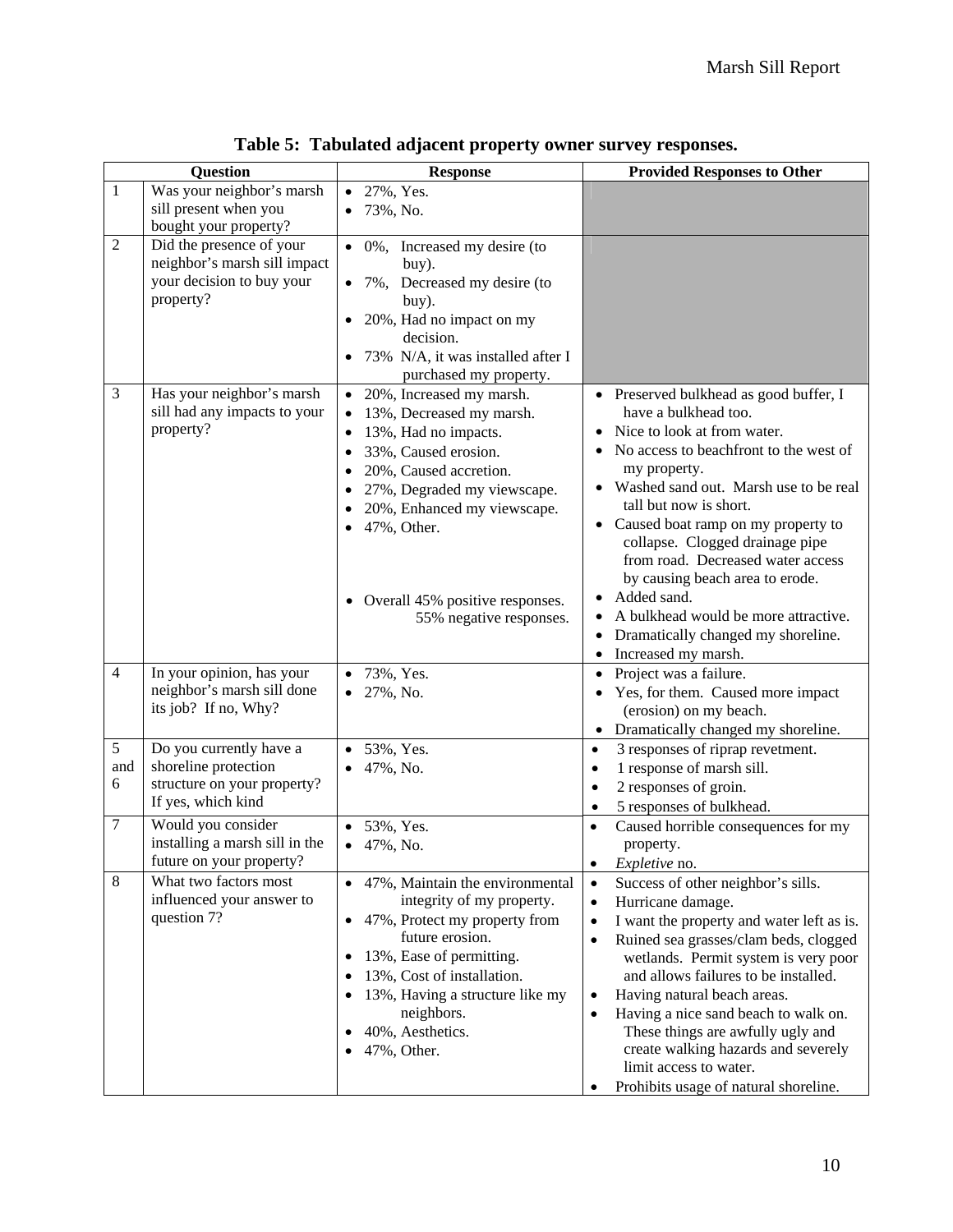**Table 5: Tabulated adjacent property owner survey responses.**

| Question | | Response | Provided Responses to Other |
|---|---|---|---|
| 1 | Was your neighbor's marsh sill present when you bought your property? | • 27%, Yes.<br>• 73%, No. | |
| 2 | Did the presence of your neighbor's marsh sill impact your decision to buy your property? | • 0%, Increased my desire (to buy).<br>• 7%, Decreased my desire (to buy).<br>• 20%, Had no impact on my decision.<br>• 73% N/A, it was installed after I purchased my property. | |
| 3 | Has your neighbor's marsh sill had any impacts to your property? | • 20%, Increased my marsh.<br>• 13%, Decreased my marsh.<br>• 13%, Had no impacts.<br>• 33%, Caused erosion.<br>• 20%, Caused accretion.<br>• 27%, Degraded my viewscape.<br>• 20%, Enhanced my viewscape.<br>• 47%, Other.<br><br>• Overall 45% positive responses. 55% negative responses. | • Preserved bulkhead as good buffer, I have a bulkhead too.<br>• Nice to look at from water.<br>• No access to beachfront to the west of my property.<br>• Washed sand out. Marsh use to be real tall but now is short.<br>• Caused boat ramp on my property to collapse. Clogged drainage pipe from road. Decreased water access by causing beach area to erode.<br>• Added sand.<br>• A bulkhead would be more attractive.<br>• Dramatically changed my shoreline.<br>• Increased my marsh. |
| 4 | In your opinion, has your neighbor's marsh sill done its job? If no, Why? | • 73%, Yes.<br>• 27%, No. | • Project was a failure.<br>• Yes, for them. Caused more impact (erosion) on my beach.<br>• Dramatically changed my shoreline. |
| 5 and 6 | Do you currently have a shoreline protection structure on your property? If yes, which kind | • 53%, Yes.<br>• 47%, No. | • 3 responses of riprap revetment.<br>• 1 response of marsh sill.<br>• 2 responses of groin.<br>• 5 responses of bulkhead. |
| 7 | Would you consider installing a marsh sill in the future on your property? | • 53%, Yes.<br>• 47%, No. | • Caused horrible consequences for my property.<br>• *Expletive* no. |
| 8 | What two factors most influenced your answer to question 7? | • 47%, Maintain the environmental integrity of my property.<br>• 47%, Protect my property from future erosion.<br>• 13%, Ease of permitting.<br>• 13%, Cost of installation.<br>• 13%, Having a structure like my neighbors.<br>• 40%, Aesthetics.<br>• 47%, Other. | • Success of other neighbor's sills.<br>• Hurricane damage.<br>• I want the property and water left as is.<br>• Ruined sea grasses/clam beds, clogged wetlands. Permit system is very poor and allows failures to be installed.<br>• Having natural beach areas.<br>• Having a nice sand beach to walk on. These things are awfully ugly and create walking hazards and severely limit access to water.<br>• Prohibits usage of natural shoreline. |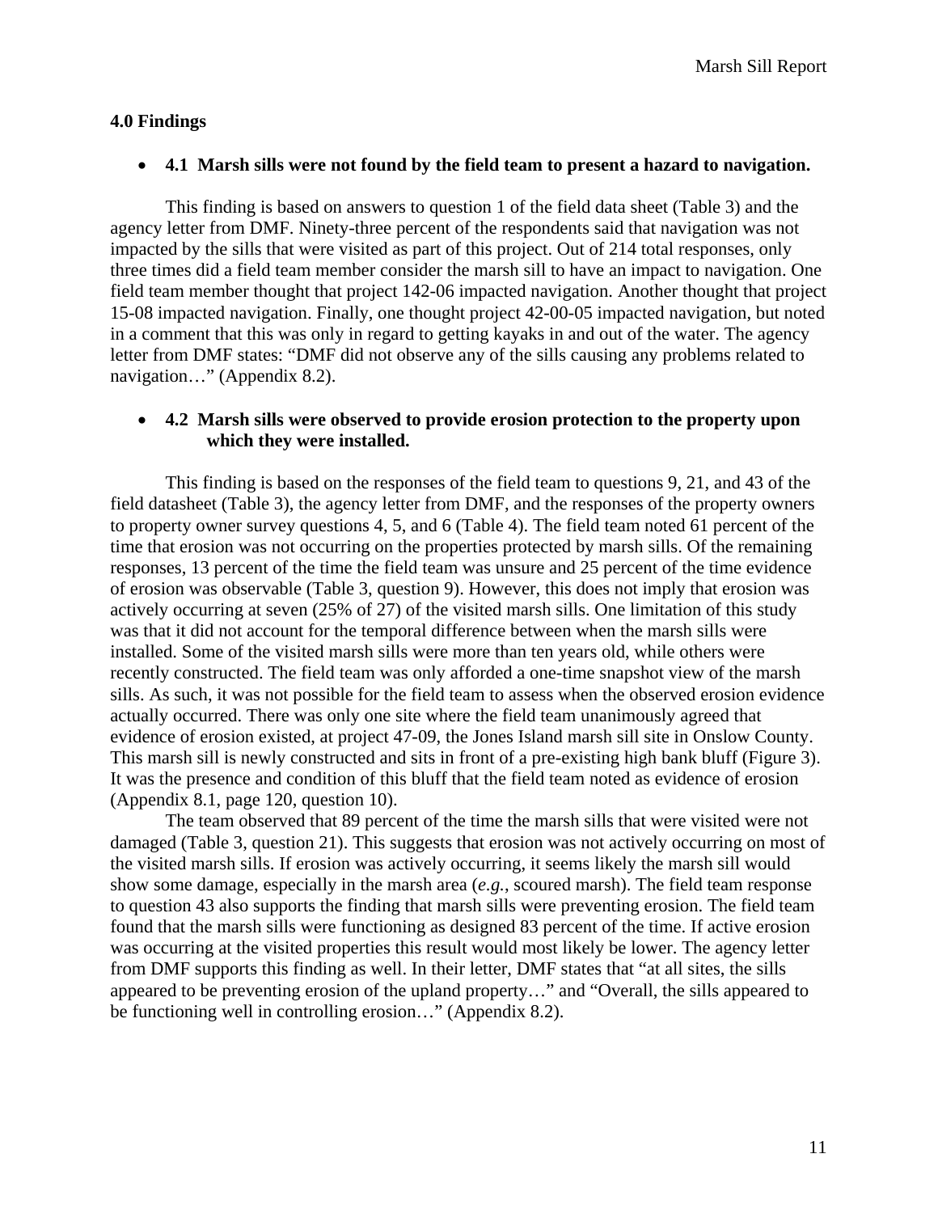## 4.0 Findings

- **4.1 Marsh sills were not found by the field team to present a hazard to navigation.**

This finding is based on answers to question 1 of the field data sheet (Table 3) and the agency letter from DMF. Ninety-three percent of the respondents said that navigation was not impacted by the sills that were visited as part of this project. Out of 214 total responses, only three times did a field team member consider the marsh sill to have an impact to navigation. One field team member thought that project 142-06 impacted navigation. Another thought that project 15-08 impacted navigation. Finally, one thought project 42-00-05 impacted navigation, but noted in a comment that this was only in regard to getting kayaks in and out of the water. The agency letter from DMF states: "DMF did not observe any of the sills causing any problems related to navigation…" (Appendix 8.2).

- **4.2 Marsh sills were observed to provide erosion protection to the property upon which they were installed.**

This finding is based on the responses of the field team to questions 9, 21, and 43 of the field datasheet (Table 3), the agency letter from DMF, and the responses of the property owners to property owner survey questions 4, 5, and 6 (Table 4). The field team noted 61 percent of the time that erosion was not occurring on the properties protected by marsh sills. Of the remaining responses, 13 percent of the time the field team was unsure and 25 percent of the time evidence of erosion was observable (Table 3, question 9). However, this does not imply that erosion was actively occurring at seven (25% of 27) of the visited marsh sills. One limitation of this study was that it did not account for the temporal difference between when the marsh sills were installed. Some of the visited marsh sills were more than ten years old, while others were recently constructed. The field team was only afforded a one-time snapshot view of the marsh sills. As such, it was not possible for the field team to assess when the observed erosion evidence actually occurred. There was only one site where the field team unanimously agreed that evidence of erosion existed, at project 47-09, the Jones Island marsh sill site in Onslow County. This marsh sill is newly constructed and sits in front of a pre-existing high bank bluff (Figure 3). It was the presence and condition of this bluff that the field team noted as evidence of erosion (Appendix 8.1, page 120, question 10).

The team observed that 89 percent of the time the marsh sills that were visited were not damaged (Table 3, question 21). This suggests that erosion was not actively occurring on most of the visited marsh sills. If erosion was actively occurring, it seems likely the marsh sill would show some damage, especially in the marsh area (*e.g.*, scoured marsh). The field team response to question 43 also supports the finding that marsh sills were preventing erosion. The field team found that the marsh sills were functioning as designed 83 percent of the time. If active erosion was occurring at the visited properties this result would most likely be lower. The agency letter from DMF supports this finding as well. In their letter, DMF states that "at all sites, the sills appeared to be preventing erosion of the upland property…" and "Overall, the sills appeared to be functioning well in controlling erosion…" (Appendix 8.2).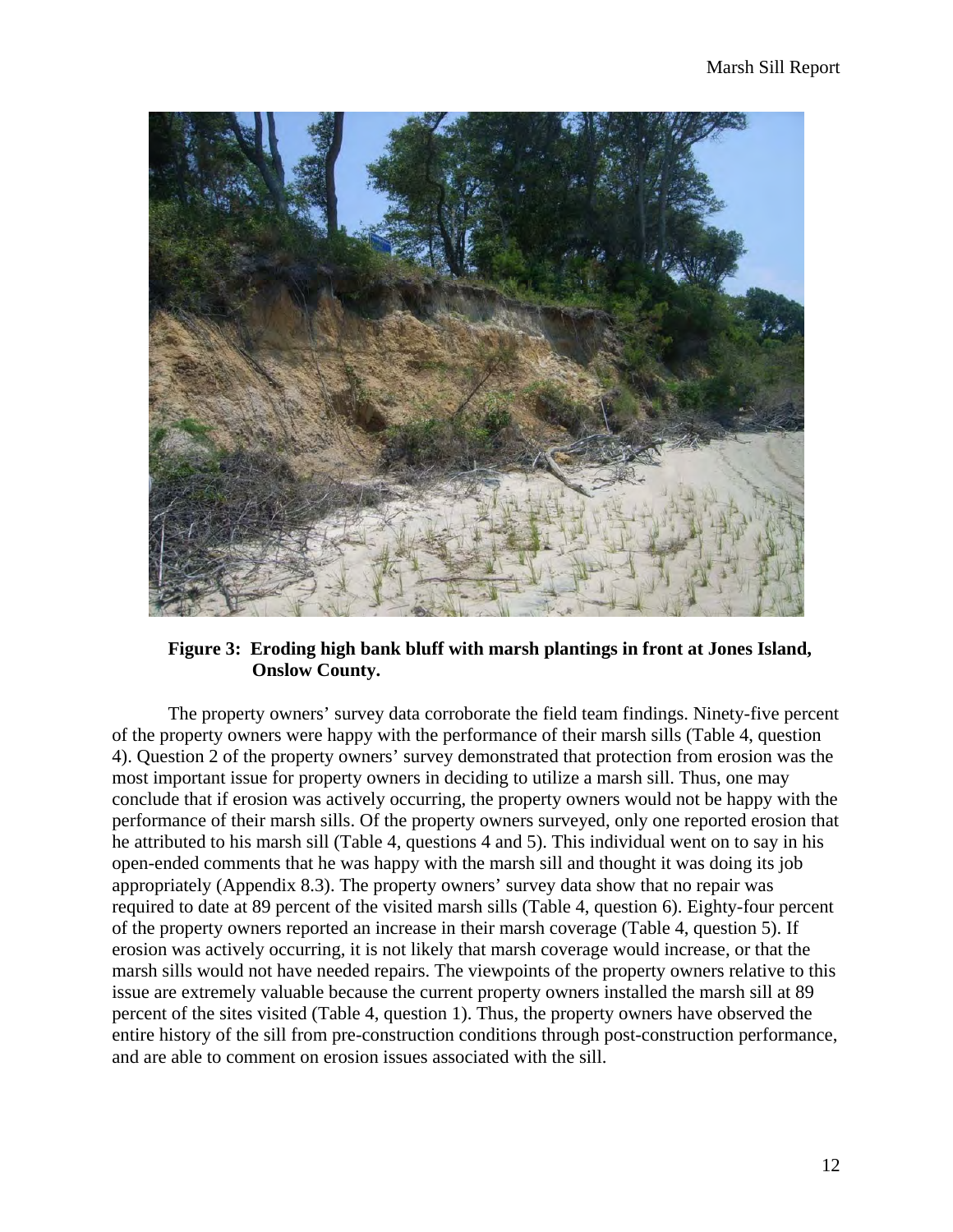**Figure 3: Eroding high bank bluff with marsh plantings in front at Jones Island, Onslow County.**

The property owners' survey data corroborate the field team findings. Ninety-five percent of the property owners were happy with the performance of their marsh sills (Table 4, question 4). Question 2 of the property owners' survey demonstrated that protection from erosion was the most important issue for property owners in deciding to utilize a marsh sill. Thus, one may conclude that if erosion was actively occurring, the property owners would not be happy with the performance of their marsh sills. Of the property owners surveyed, only one reported erosion that he attributed to his marsh sill (Table 4, questions 4 and 5). This individual went on to say in his open-ended comments that he was happy with the marsh sill and thought it was doing its job appropriately (Appendix 8.3). The property owners' survey data show that no repair was required to date at 89 percent of the visited marsh sills (Table 4, question 6). Eighty-four percent of the property owners reported an increase in their marsh coverage (Table 4, question 5). If erosion was actively occurring, it is not likely that marsh coverage would increase, or that the marsh sills would not have needed repairs. The viewpoints of the property owners relative to this issue are extremely valuable because the current property owners installed the marsh sill at 89 percent of the sites visited (Table 4, question 1). Thus, the property owners have observed the entire history of the sill from pre-construction conditions through post-construction performance, and are able to comment on erosion issues associated with the sill.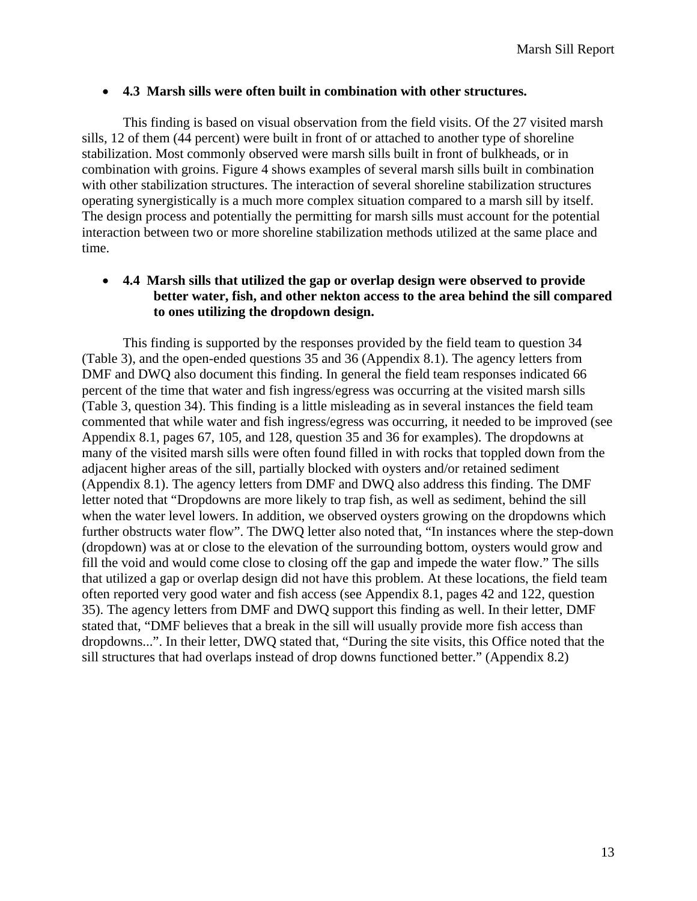- **4.3 Marsh sills were often built in combination with other structures.**

This finding is based on visual observation from the field visits. Of the 27 visited marsh sills, 12 of them (44 percent) were built in front of or attached to another type of shoreline stabilization. Most commonly observed were marsh sills built in front of bulkheads, or in combination with groins. Figure 4 shows examples of several marsh sills built in combination with other stabilization structures. The interaction of several shoreline stabilization structures operating synergistically is a much more complex situation compared to a marsh sill by itself. The design process and potentially the permitting for marsh sills must account for the potential interaction between two or more shoreline stabilization methods utilized at the same place and time.

- **4.4 Marsh sills that utilized the gap or overlap design were observed to provide better water, fish, and other nekton access to the area behind the sill compared to ones utilizing the dropdown design.**

This finding is supported by the responses provided by the field team to question 34 (Table 3), and the open-ended questions 35 and 36 (Appendix 8.1). The agency letters from DMF and DWQ also document this finding. In general the field team responses indicated 66 percent of the time that water and fish ingress/egress was occurring at the visited marsh sills (Table 3, question 34). This finding is a little misleading as in several instances the field team commented that while water and fish ingress/egress was occurring, it needed to be improved (see Appendix 8.1, pages 67, 105, and 128, question 35 and 36 for examples). The dropdowns at many of the visited marsh sills were often found filled in with rocks that toppled down from the adjacent higher areas of the sill, partially blocked with oysters and/or retained sediment (Appendix 8.1). The agency letters from DMF and DWQ also address this finding. The DMF letter noted that "Dropdowns are more likely to trap fish, as well as sediment, behind the sill when the water level lowers. In addition, we observed oysters growing on the dropdowns which further obstructs water flow". The DWQ letter also noted that, "In instances where the step-down (dropdown) was at or close to the elevation of the surrounding bottom, oysters would grow and fill the void and would come close to closing off the gap and impede the water flow." The sills that utilized a gap or overlap design did not have this problem. At these locations, the field team often reported very good water and fish access (see Appendix 8.1, pages 42 and 122, question 35). The agency letters from DMF and DWQ support this finding as well. In their letter, DMF stated that, "DMF believes that a break in the sill will usually provide more fish access than dropdowns...". In their letter, DWQ stated that, "During the site visits, this Office noted that the sill structures that had overlaps instead of drop downs functioned better." (Appendix 8.2)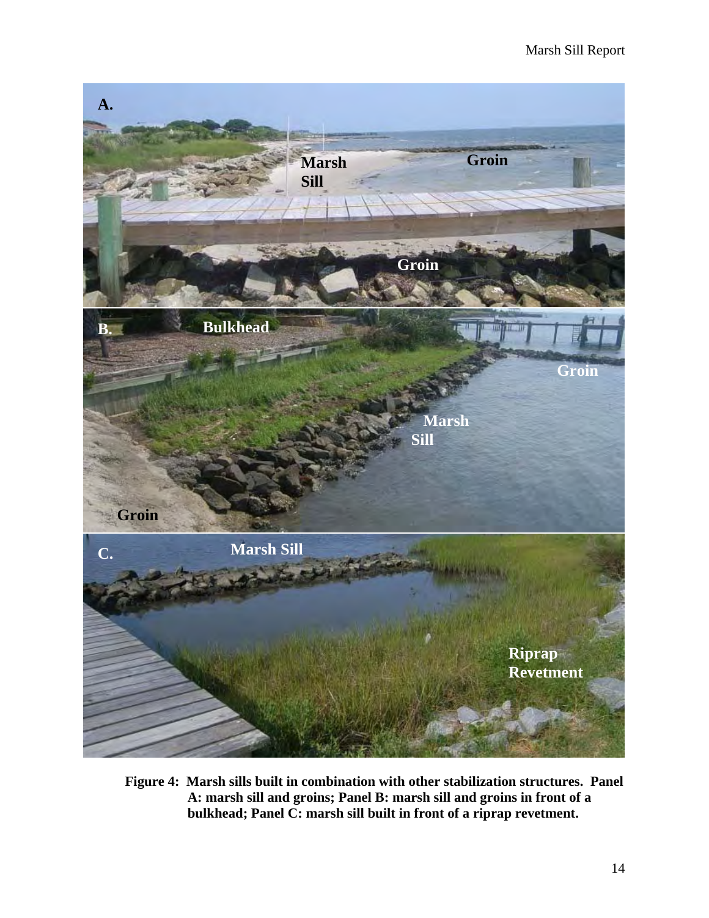**Figure 4: Marsh sills built in combination with other stabilization structures. Panel A: marsh sill and groins; Panel B: marsh sill and groins in front of a bulkhead; Panel C: marsh sill built in front of a riprap revetment.**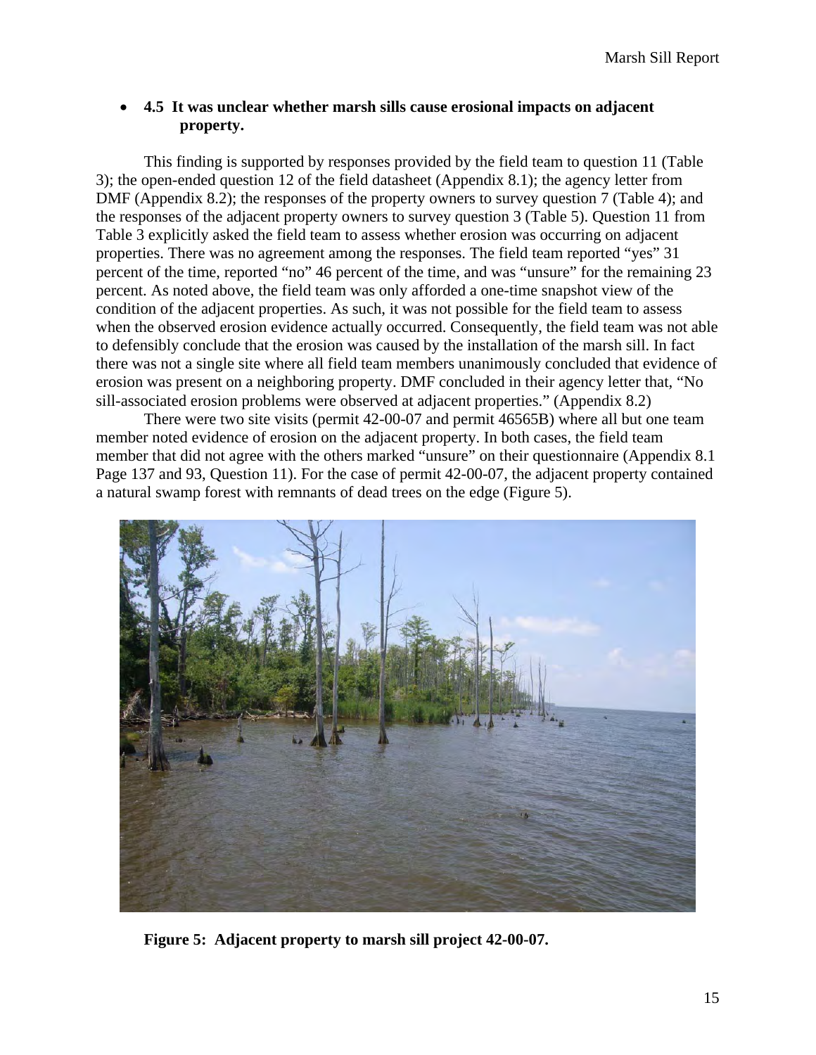- **4.5 It was unclear whether marsh sills cause erosional impacts on adjacent property.**

This finding is supported by responses provided by the field team to question 11 (Table 3); the open-ended question 12 of the field datasheet (Appendix 8.1); the agency letter from DMF (Appendix 8.2); the responses of the property owners to survey question 7 (Table 4); and the responses of the adjacent property owners to survey question 3 (Table 5). Question 11 from Table 3 explicitly asked the field team to assess whether erosion was occurring on adjacent properties. There was no agreement among the responses. The field team reported "yes" 31 percent of the time, reported "no" 46 percent of the time, and was "unsure" for the remaining 23 percent. As noted above, the field team was only afforded a one-time snapshot view of the condition of the adjacent properties. As such, it was not possible for the field team to assess when the observed erosion evidence actually occurred. Consequently, the field team was not able to defensibly conclude that the erosion was caused by the installation of the marsh sill. In fact there was not a single site where all field team members unanimously concluded that evidence of erosion was present on a neighboring property. DMF concluded in their agency letter that, "No sill-associated erosion problems were observed at adjacent properties." (Appendix 8.2)

There were two site visits (permit 42-00-07 and permit 46565B) where all but one team member noted evidence of erosion on the adjacent property. In both cases, the field team member that did not agree with the others marked "unsure" on their questionnaire (Appendix 8.1 Page 137 and 93, Question 11). For the case of permit 42-00-07, the adjacent property contained a natural swamp forest with remnants of dead trees on the edge (Figure 5).

**Figure 5: Adjacent property to marsh sill project 42-00-07.**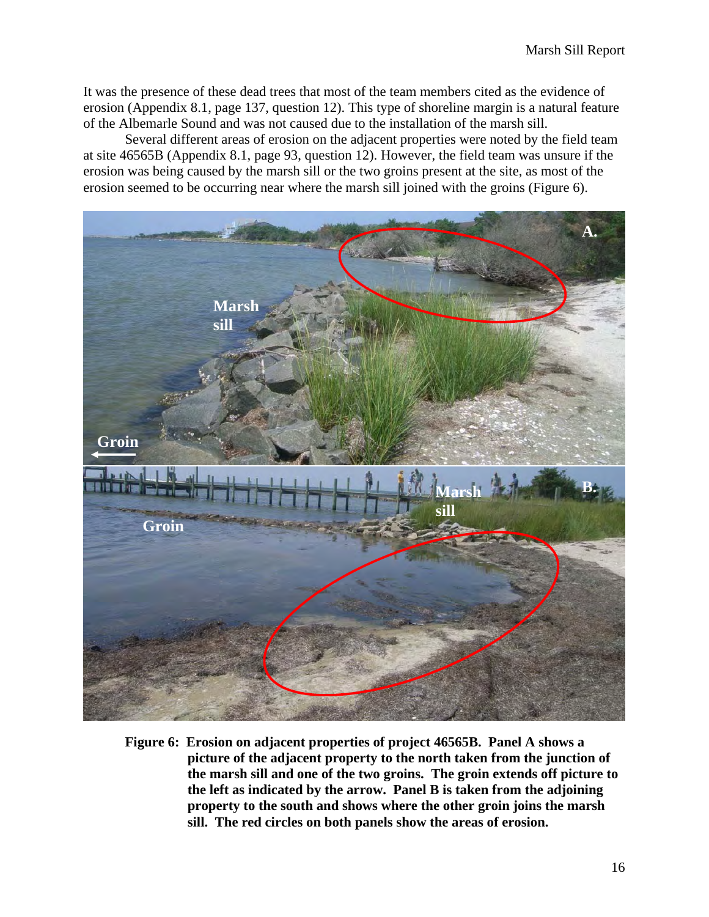It was the presence of these dead trees that most of the team members cited as the evidence of erosion (Appendix 8.1, page 137, question 12). This type of shoreline margin is a natural feature of the Albemarle Sound and was not caused due to the installation of the marsh sill.

Several different areas of erosion on the adjacent properties were noted by the field team at site 46565B (Appendix 8.1, page 93, question 12). However, the field team was unsure if the erosion was being caused by the marsh sill or the two groins present at the site, as most of the erosion seemed to be occurring near where the marsh sill joined with the groins (Figure 6).

**Figure 6: Erosion on adjacent properties of project 46565B. Panel A shows a picture of the adjacent property to the north taken from the junction of the marsh sill and one of the two groins. The groin extends off picture to the left as indicated by the arrow. Panel B is taken from the adjoining property to the south and shows where the other groin joins the marsh sill. The red circles on both panels show the areas of erosion.**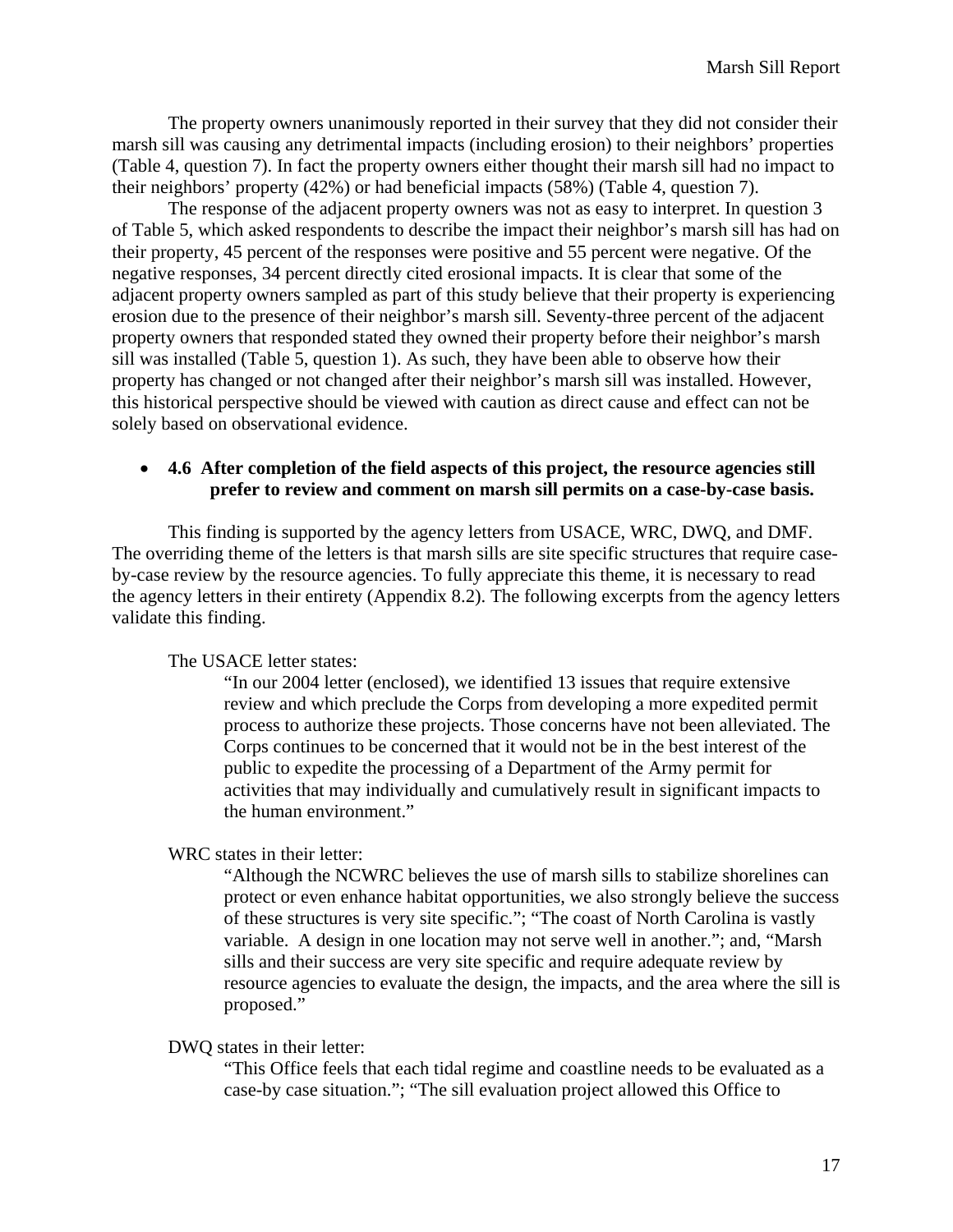The property owners unanimously reported in their survey that they did not consider their marsh sill was causing any detrimental impacts (including erosion) to their neighbors' properties (Table 4, question 7). In fact the property owners either thought their marsh sill had no impact to their neighbors' property (42%) or had beneficial impacts (58%) (Table 4, question 7).

The response of the adjacent property owners was not as easy to interpret. In question 3 of Table 5, which asked respondents to describe the impact their neighbor's marsh sill has had on their property, 45 percent of the responses were positive and 55 percent were negative. Of the negative responses, 34 percent directly cited erosional impacts. It is clear that some of the adjacent property owners sampled as part of this study believe that their property is experiencing erosion due to the presence of their neighbor's marsh sill. Seventy-three percent of the adjacent property owners that responded stated they owned their property before their neighbor's marsh sill was installed (Table 5, question 1). As such, they have been able to observe how their property has changed or not changed after their neighbor's marsh sill was installed. However, this historical perspective should be viewed with caution as direct cause and effect can not be solely based on observational evidence.

- **4.6 After completion of the field aspects of this project, the resource agencies still prefer to review and comment on marsh sill permits on a case-by-case basis.**

This finding is supported by the agency letters from USACE, WRC, DWQ, and DMF. The overriding theme of the letters is that marsh sills are site specific structures that require case-by-case review by the resource agencies. To fully appreciate this theme, it is necessary to read the agency letters in their entirety (Appendix 8.2). The following excerpts from the agency letters validate this finding.

The USACE letter states:

> "In our 2004 letter (enclosed), we identified 13 issues that require extensive review and which preclude the Corps from developing a more expedited permit process to authorize these projects. Those concerns have not been alleviated. The Corps continues to be concerned that it would not be in the best interest of the public to expedite the processing of a Department of the Army permit for activities that may individually and cumulatively result in significant impacts to the human environment."

WRC states in their letter:

> "Although the NCWRC believes the use of marsh sills to stabilize shorelines can protect or even enhance habitat opportunities, we also strongly believe the success of these structures is very site specific."; "The coast of North Carolina is vastly variable. A design in one location may not serve well in another."; and, "Marsh sills and their success are very site specific and require adequate review by resource agencies to evaluate the design, the impacts, and the area where the sill is proposed."

DWQ states in their letter:

> "This Office feels that each tidal regime and coastline needs to be evaluated as a case-by case situation."; "The sill evaluation project allowed this Office to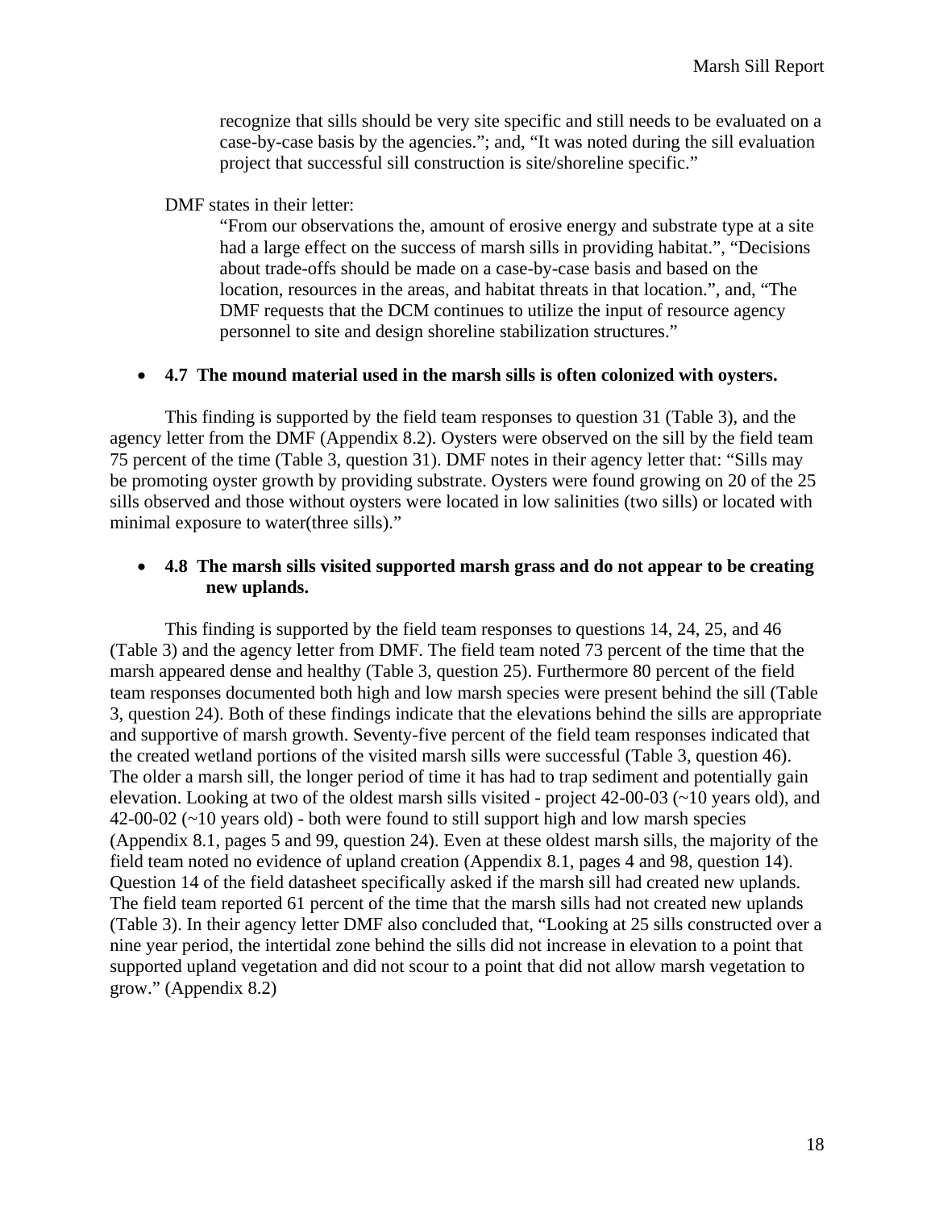recognize that sills should be very site specific and still needs to be evaluated on a case-by-case basis by the agencies."; and, "It was noted during the sill evaluation project that successful sill construction is site/shoreline specific."

DMF states in their letter:

> "From our observations the, amount of erosive energy and substrate type at a site had a large effect on the success of marsh sills in providing habitat.", "Decisions about trade-offs should be made on a case-by-case basis and based on the location, resources in the areas, and habitat threats in that location.", and, "The DMF requests that the DCM continues to utilize the input of resource agency personnel to site and design shoreline stabilization structures."

- **4.7 The mound material used in the marsh sills is often colonized with oysters.**

This finding is supported by the field team responses to question 31 (Table 3), and the agency letter from the DMF (Appendix 8.2). Oysters were observed on the sill by the field team 75 percent of the time (Table 3, question 31). DMF notes in their agency letter that: "Sills may be promoting oyster growth by providing substrate. Oysters were found growing on 20 of the 25 sills observed and those without oysters were located in low salinities (two sills) or located with minimal exposure to water(three sills)."

- **4.8 The marsh sills visited supported marsh grass and do not appear to be creating new uplands.**

This finding is supported by the field team responses to questions 14, 24, 25, and 46 (Table 3) and the agency letter from DMF. The field team noted 73 percent of the time that the marsh appeared dense and healthy (Table 3, question 25). Furthermore 80 percent of the field team responses documented both high and low marsh species were present behind the sill (Table 3, question 24). Both of these findings indicate that the elevations behind the sills are appropriate and supportive of marsh growth. Seventy-five percent of the field team responses indicated that the created wetland portions of the visited marsh sills were successful (Table 3, question 46). The older a marsh sill, the longer period of time it has had to trap sediment and potentially gain elevation. Looking at two of the oldest marsh sills visited - project 42-00-03 (~10 years old), and 42-00-02 (~10 years old) - both were found to still support high and low marsh species (Appendix 8.1, pages 5 and 99, question 24). Even at these oldest marsh sills, the majority of the field team noted no evidence of upland creation (Appendix 8.1, pages 4 and 98, question 14). Question 14 of the field datasheet specifically asked if the marsh sill had created new uplands. The field team reported 61 percent of the time that the marsh sills had not created new uplands (Table 3). In their agency letter DMF also concluded that, "Looking at 25 sills constructed over a nine year period, the intertidal zone behind the sills did not increase in elevation to a point that supported upland vegetation and did not scour to a point that did not allow marsh vegetation to grow." (Appendix 8.2)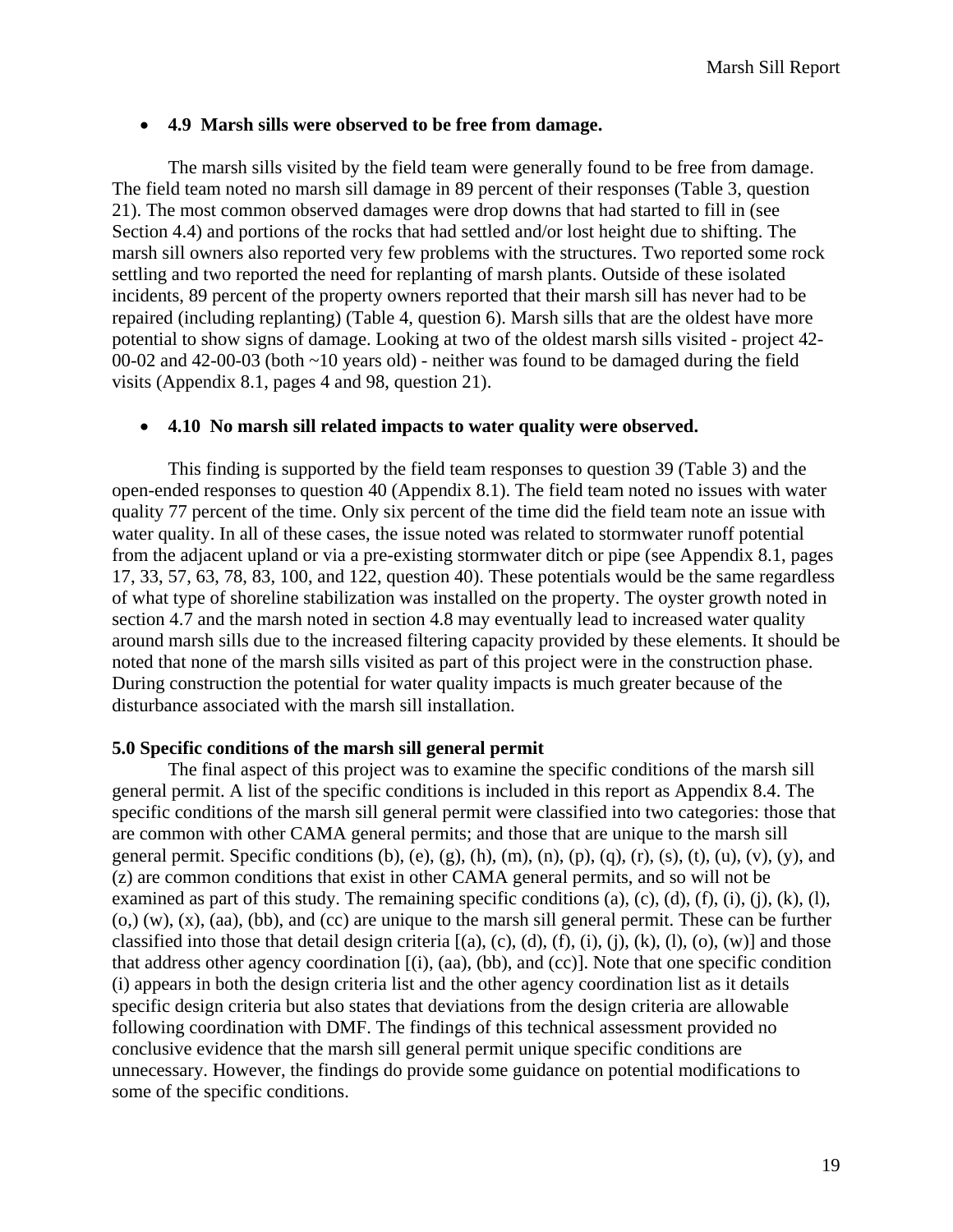- **4.9 Marsh sills were observed to be free from damage.**

The marsh sills visited by the field team were generally found to be free from damage. The field team noted no marsh sill damage in 89 percent of their responses (Table 3, question 21). The most common observed damages were drop downs that had started to fill in (see Section 4.4) and portions of the rocks that had settled and/or lost height due to shifting. The marsh sill owners also reported very few problems with the structures. Two reported some rock settling and two reported the need for replanting of marsh plants. Outside of these isolated incidents, 89 percent of the property owners reported that their marsh sill has never had to be repaired (including replanting) (Table 4, question 6). Marsh sills that are the oldest have more potential to show signs of damage. Looking at two of the oldest marsh sills visited - project 42-00-02 and 42-00-03 (both ~10 years old) - neither was found to be damaged during the field visits (Appendix 8.1, pages 4 and 98, question 21).

- **4.10 No marsh sill related impacts to water quality were observed.**

This finding is supported by the field team responses to question 39 (Table 3) and the open-ended responses to question 40 (Appendix 8.1). The field team noted no issues with water quality 77 percent of the time. Only six percent of the time did the field team note an issue with water quality. In all of these cases, the issue noted was related to stormwater runoff potential from the adjacent upland or via a pre-existing stormwater ditch or pipe (see Appendix 8.1, pages 17, 33, 57, 63, 78, 83, 100, and 122, question 40). These potentials would be the same regardless of what type of shoreline stabilization was installed on the property. The oyster growth noted in section 4.7 and the marsh noted in section 4.8 may eventually lead to increased water quality around marsh sills due to the increased filtering capacity provided by these elements. It should be noted that none of the marsh sills visited as part of this project were in the construction phase. During construction the potential for water quality impacts is much greater because of the disturbance associated with the marsh sill installation.

**5.0 Specific conditions of the marsh sill general permit**

The final aspect of this project was to examine the specific conditions of the marsh sill general permit. A list of the specific conditions is included in this report as Appendix 8.4. The specific conditions of the marsh sill general permit were classified into two categories: those that are common with other CAMA general permits; and those that are unique to the marsh sill general permit. Specific conditions (b), (e), (g), (h), (m), (n), (p), (q), (r), (s), (t), (u), (v), (y), and (z) are common conditions that exist in other CAMA general permits, and so will not be examined as part of this study. The remaining specific conditions (a), (c), (d), (f), (i), (j), (k), (l), (o,) (w), (x), (aa), (bb), and (cc) are unique to the marsh sill general permit. These can be further classified into those that detail design criteria [(a), (c), (d), (f), (i), (j), (k), (l), (o), (w)] and those that address other agency coordination [(i), (aa), (bb), and (cc)]. Note that one specific condition (i) appears in both the design criteria list and the other agency coordination list as it details specific design criteria but also states that deviations from the design criteria are allowable following coordination with DMF. The findings of this technical assessment provided no conclusive evidence that the marsh sill general permit unique specific conditions are unnecessary. However, the findings do provide some guidance on potential modifications to some of the specific conditions.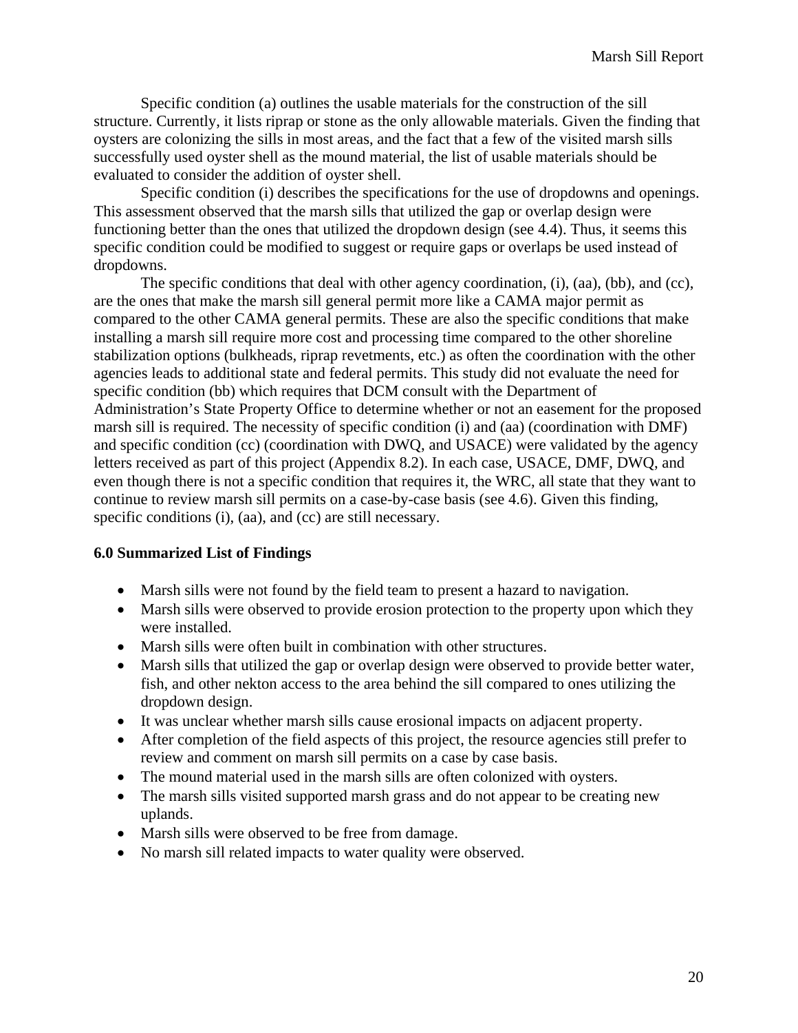Specific condition (a) outlines the usable materials for the construction of the sill structure. Currently, it lists riprap or stone as the only allowable materials. Given the finding that oysters are colonizing the sills in most areas, and the fact that a few of the visited marsh sills successfully used oyster shell as the mound material, the list of usable materials should be evaluated to consider the addition of oyster shell.

Specific condition (i) describes the specifications for the use of dropdowns and openings. This assessment observed that the marsh sills that utilized the gap or overlap design were functioning better than the ones that utilized the dropdown design (see 4.4). Thus, it seems this specific condition could be modified to suggest or require gaps or overlaps be used instead of dropdowns.

The specific conditions that deal with other agency coordination, (i), (aa), (bb), and (cc), are the ones that make the marsh sill general permit more like a CAMA major permit as compared to the other CAMA general permits. These are also the specific conditions that make installing a marsh sill require more cost and processing time compared to the other shoreline stabilization options (bulkheads, riprap revetments, etc.) as often the coordination with the other agencies leads to additional state and federal permits. This study did not evaluate the need for specific condition (bb) which requires that DCM consult with the Department of Administration's State Property Office to determine whether or not an easement for the proposed marsh sill is required. The necessity of specific condition (i) and (aa) (coordination with DMF) and specific condition (cc) (coordination with DWQ, and USACE) were validated by the agency letters received as part of this project (Appendix 8.2). In each case, USACE, DMF, DWQ, and even though there is not a specific condition that requires it, the WRC, all state that they want to continue to review marsh sill permits on a case-by-case basis (see 4.6). Given this finding, specific conditions (i), (aa), and (cc) are still necessary.

## 6.0 Summarized List of Findings

- Marsh sills were not found by the field team to present a hazard to navigation.
- Marsh sills were observed to provide erosion protection to the property upon which they were installed.
- Marsh sills were often built in combination with other structures.
- Marsh sills that utilized the gap or overlap design were observed to provide better water, fish, and other nekton access to the area behind the sill compared to ones utilizing the dropdown design.
- It was unclear whether marsh sills cause erosional impacts on adjacent property.
- After completion of the field aspects of this project, the resource agencies still prefer to review and comment on marsh sill permits on a case by case basis.
- The mound material used in the marsh sills are often colonized with oysters.
- The marsh sills visited supported marsh grass and do not appear to be creating new uplands.
- Marsh sills were observed to be free from damage.
- No marsh sill related impacts to water quality were observed.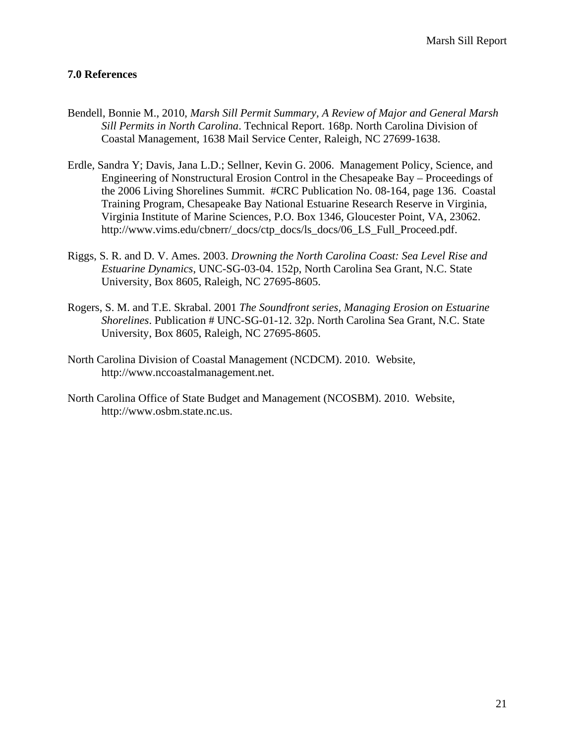## 7.0 References

Bendell, Bonnie M., 2010, *Marsh Sill Permit Summary, A Review of Major and General Marsh Sill Permits in North Carolina*. Technical Report. 168p. North Carolina Division of Coastal Management, 1638 Mail Service Center, Raleigh, NC 27699-1638.

Erdle, Sandra Y; Davis, Jana L.D.; Sellner, Kevin G. 2006. Management Policy, Science, and Engineering of Nonstructural Erosion Control in the Chesapeake Bay – Proceedings of the 2006 Living Shorelines Summit. #CRC Publication No. 08-164, page 136. Coastal Training Program, Chesapeake Bay National Estuarine Research Reserve in Virginia, Virginia Institute of Marine Sciences, P.O. Box 1346, Gloucester Point, VA, 23062. http://www.vims.edu/cbnerr/_docs/ctp_docs/ls_docs/06_LS_Full_Proceed.pdf.

Riggs, S. R. and D. V. Ames. 2003. *Drowning the North Carolina Coast: Sea Level Rise and Estuarine Dynamics*, UNC-SG-03-04. 152p, North Carolina Sea Grant, N.C. State University, Box 8605, Raleigh, NC 27695-8605.

Rogers, S. M. and T.E. Skrabal. 2001 *The Soundfront series, Managing Erosion on Estuarine Shorelines*. Publication # UNC-SG-01-12. 32p. North Carolina Sea Grant, N.C. State University, Box 8605, Raleigh, NC 27695-8605.

North Carolina Division of Coastal Management (NCDCM). 2010. Website, http://www.nccoastalmanagement.net.

North Carolina Office of State Budget and Management (NCOSBM). 2010. Website, http://www.osbm.state.nc.us.